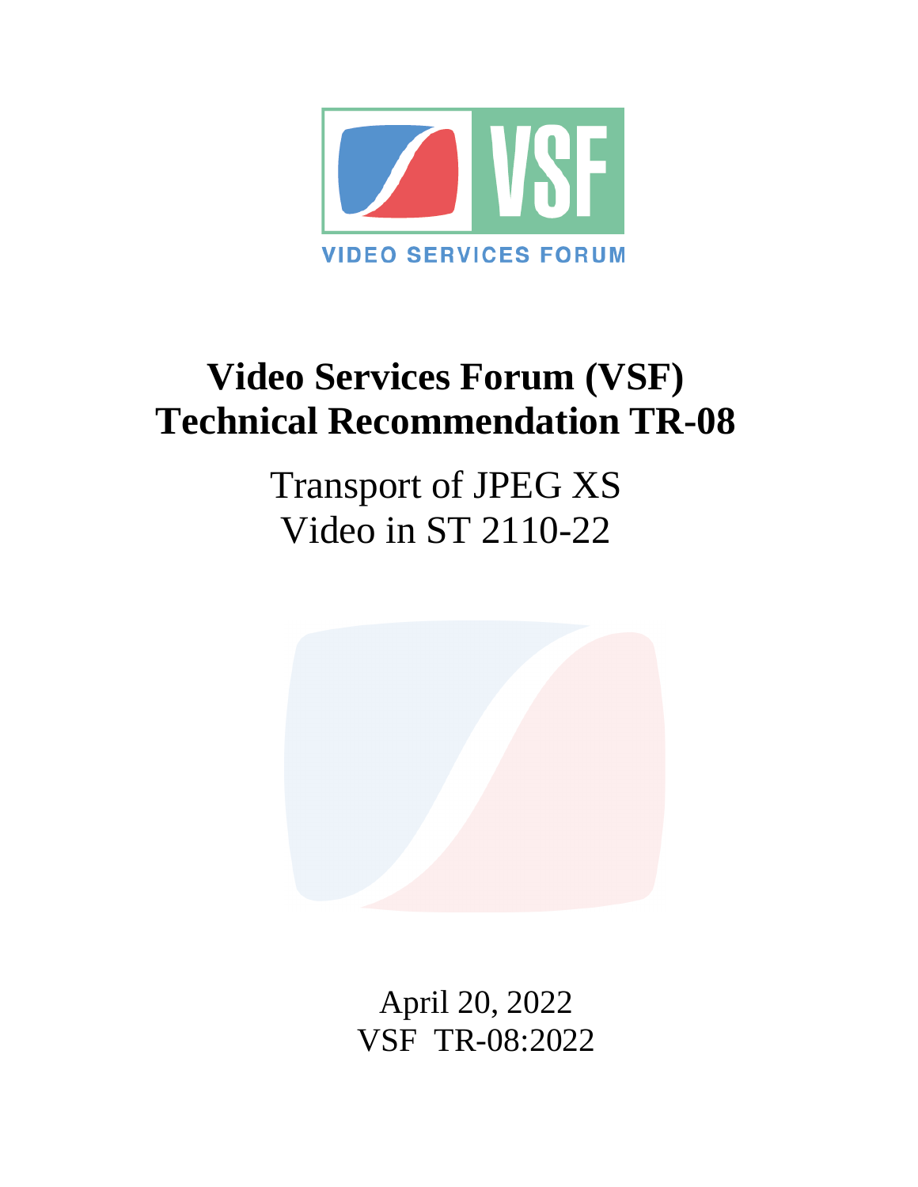VIDEO SERVICES FORUM

# Video Services Forum (VSF) Technical Recommendation TR-08

Transport of JPEG XS Video in ST 2110-22

April 20, 2022
VSF TR-08:2022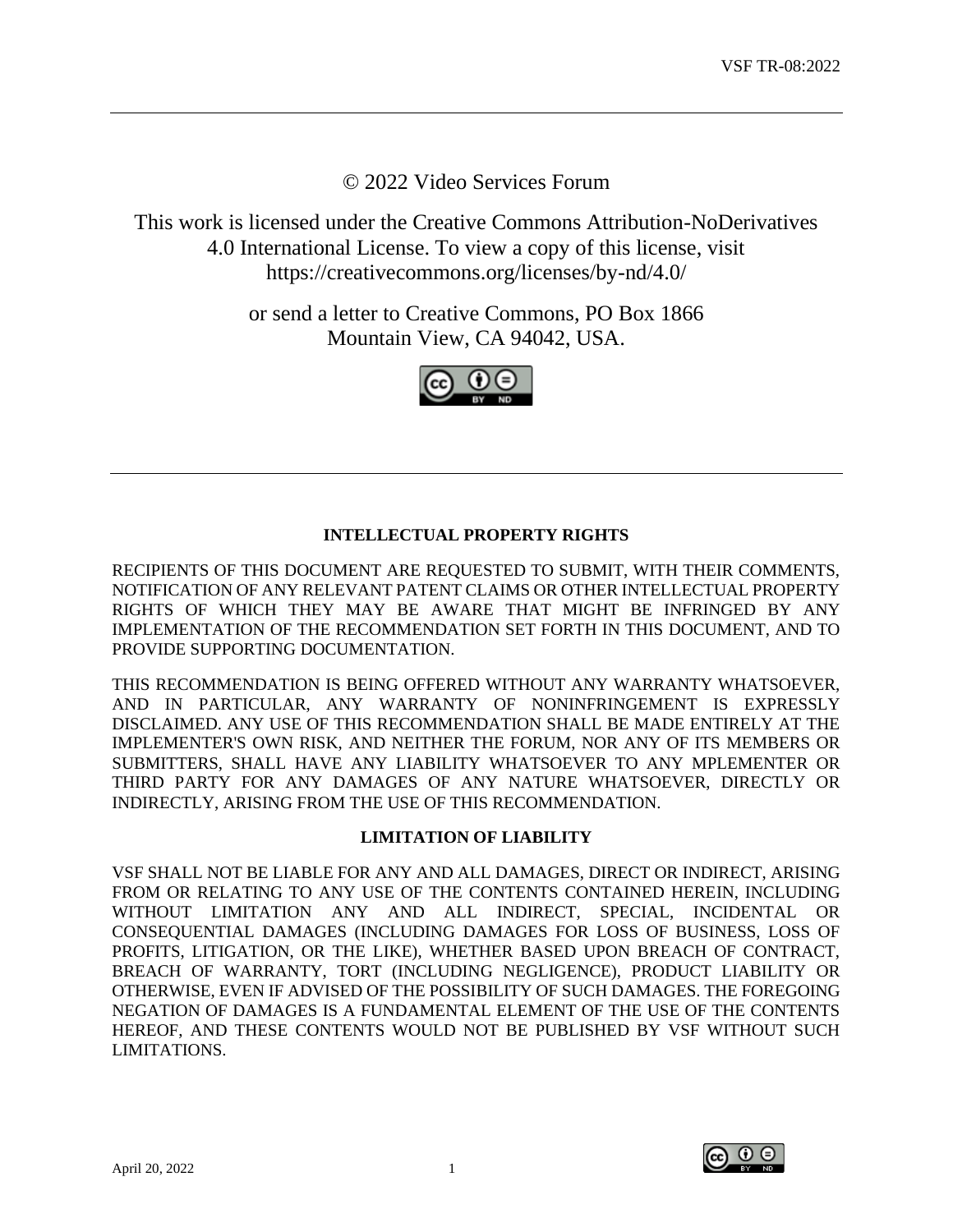© 2022 Video Services Forum

This work is licensed under the Creative Commons Attribution-NoDerivatives 4.0 International License. To view a copy of this license, visit https://creativecommons.org/licenses/by-nd/4.0/

or send a letter to Creative Commons, PO Box 1866 Mountain View, CA 94042, USA.

## INTELLECTUAL PROPERTY RIGHTS

RECIPIENTS OF THIS DOCUMENT ARE REQUESTED TO SUBMIT, WITH THEIR COMMENTS, NOTIFICATION OF ANY RELEVANT PATENT CLAIMS OR OTHER INTELLECTUAL PROPERTY RIGHTS OF WHICH THEY MAY BE AWARE THAT MIGHT BE INFRINGED BY ANY IMPLEMENTATION OF THE RECOMMENDATION SET FORTH IN THIS DOCUMENT, AND TO PROVIDE SUPPORTING DOCUMENTATION.

THIS RECOMMENDATION IS BEING OFFERED WITHOUT ANY WARRANTY WHATSOEVER, AND IN PARTICULAR, ANY WARRANTY OF NONINFRINGEMENT IS EXPRESSLY DISCLAIMED. ANY USE OF THIS RECOMMENDATION SHALL BE MADE ENTIRELY AT THE IMPLEMENTER'S OWN RISK, AND NEITHER THE FORUM, NOR ANY OF ITS MEMBERS OR SUBMITTERS, SHALL HAVE ANY LIABILITY WHATSOEVER TO ANY MPLEMENTER OR THIRD PARTY FOR ANY DAMAGES OF ANY NATURE WHATSOEVER, DIRECTLY OR INDIRECTLY, ARISING FROM THE USE OF THIS RECOMMENDATION.

## LIMITATION OF LIABILITY

VSF SHALL NOT BE LIABLE FOR ANY AND ALL DAMAGES, DIRECT OR INDIRECT, ARISING FROM OR RELATING TO ANY USE OF THE CONTENTS CONTAINED HEREIN, INCLUDING WITHOUT LIMITATION ANY AND ALL INDIRECT, SPECIAL, INCIDENTAL OR CONSEQUENTIAL DAMAGES (INCLUDING DAMAGES FOR LOSS OF BUSINESS, LOSS OF PROFITS, LITIGATION, OR THE LIKE), WHETHER BASED UPON BREACH OF CONTRACT, BREACH OF WARRANTY, TORT (INCLUDING NEGLIGENCE), PRODUCT LIABILITY OR OTHERWISE, EVEN IF ADVISED OF THE POSSIBILITY OF SUCH DAMAGES. THE FOREGOING NEGATION OF DAMAGES IS A FUNDAMENTAL ELEMENT OF THE USE OF THE CONTENTS HEREOF, AND THESE CONTENTS WOULD NOT BE PUBLISHED BY VSF WITHOUT SUCH LIMITATIONS.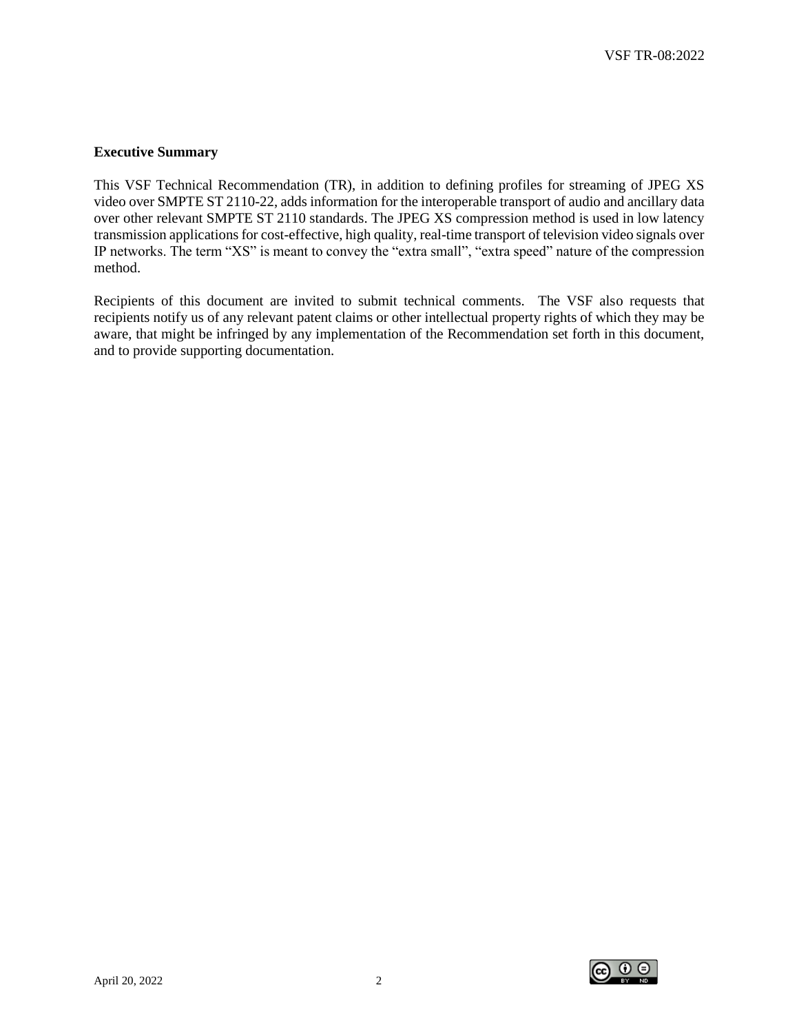**Executive Summary**

This VSF Technical Recommendation (TR), in addition to defining profiles for streaming of JPEG XS video over SMPTE ST 2110-22, adds information for the interoperable transport of audio and ancillary data over other relevant SMPTE ST 2110 standards. The JPEG XS compression method is used in low latency transmission applications for cost-effective, high quality, real-time transport of television video signals over IP networks. The term "XS" is meant to convey the "extra small", "extra speed" nature of the compression method.

Recipients of this document are invited to submit technical comments. The VSF also requests that recipients notify us of any relevant patent claims or other intellectual property rights of which they may be aware, that might be infringed by any implementation of the Recommendation set forth in this document, and to provide supporting documentation.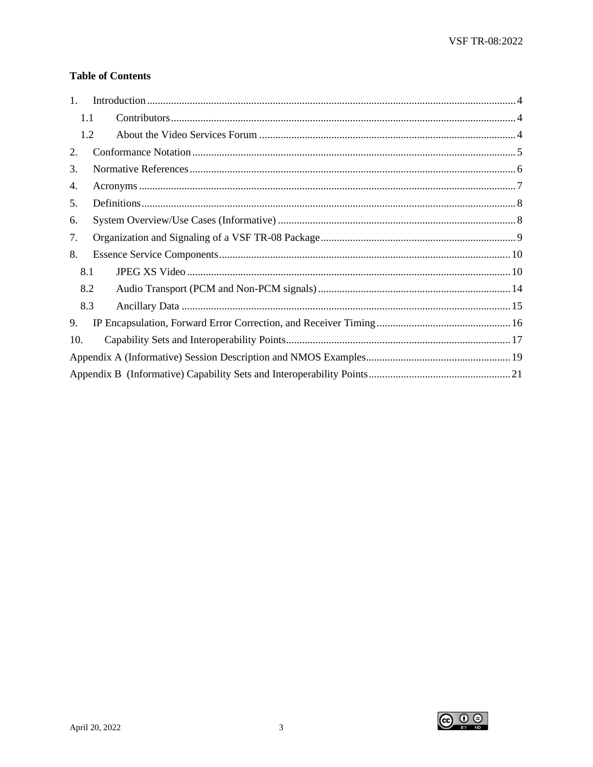**Table of Contents**

1. Introduction ........ 4
   - 1.1 Contributors ........ 4
   - 1.2 About the Video Services Forum ........ 4
2. Conformance Notation ........ 5
3. Normative References ........ 6
4. Acronyms ........ 7
5. Definitions ........ 8
6. System Overview/Use Cases (Informative) ........ 8
7. Organization and Signaling of a VSF TR-08 Package ........ 9
8. Essence Service Components ........ 10
   - 8.1 JPEG XS Video ........ 10
   - 8.2 Audio Transport (PCM and Non-PCM signals) ........ 14
   - 8.3 Ancillary Data ........ 15
9. IP Encapsulation, Forward Error Correction, and Receiver Timing ........ 16
10. Capability Sets and Interoperability Points ........ 17

Appendix A (Informative) Session Description and NMOS Examples ........ 19

Appendix B (Informative) Capability Sets and Interoperability Points ........ 21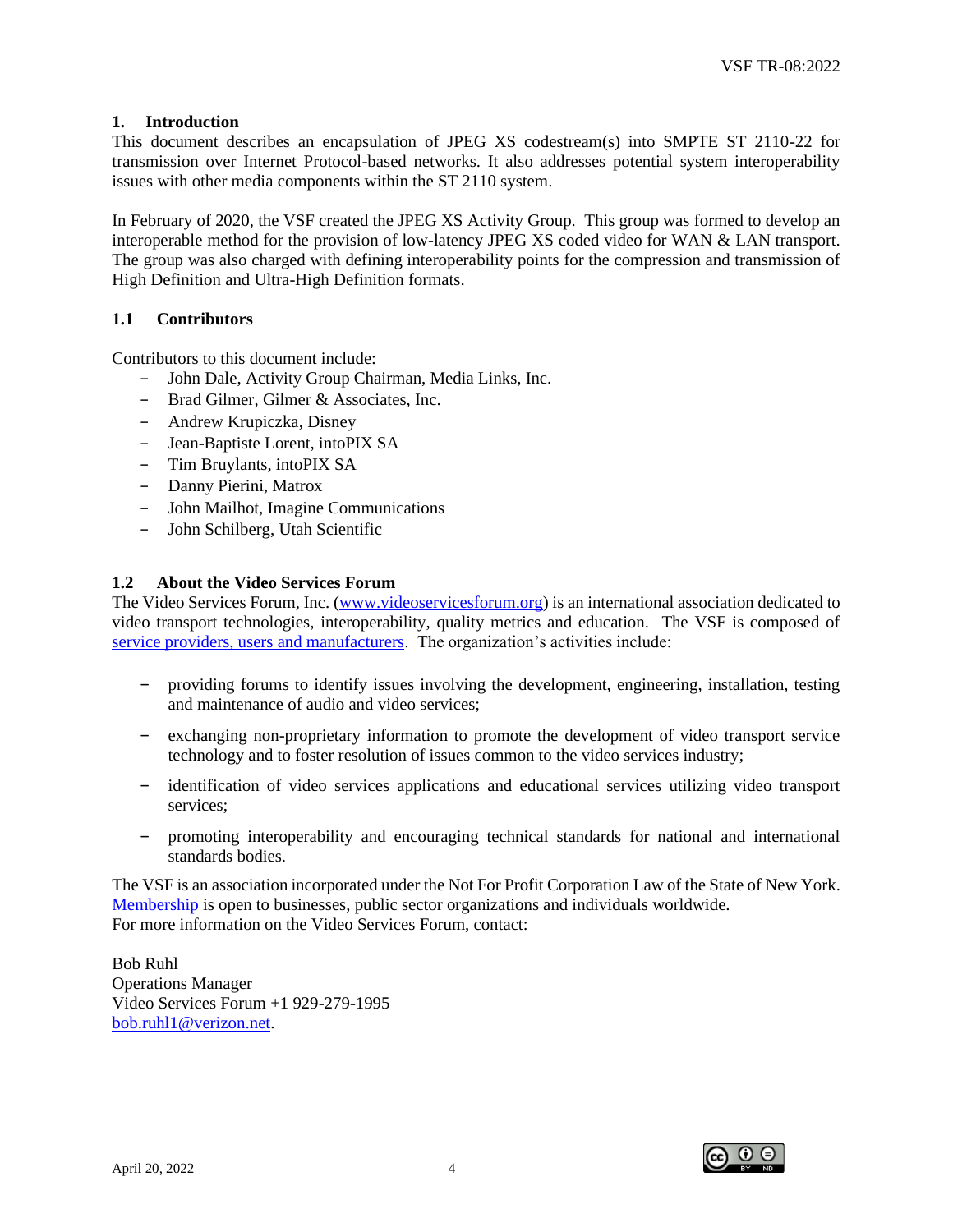# 1. Introduction

This document describes an encapsulation of JPEG XS codestream(s) into SMPTE ST 2110-22 for transmission over Internet Protocol-based networks. It also addresses potential system interoperability issues with other media components within the ST 2110 system.

In February of 2020, the VSF created the JPEG XS Activity Group. This group was formed to develop an interoperable method for the provision of low-latency JPEG XS coded video for WAN & LAN transport. The group was also charged with defining interoperability points for the compression and transmission of High Definition and Ultra-High Definition formats.

## 1.1 Contributors

Contributors to this document include:

- John Dale, Activity Group Chairman, Media Links, Inc.
- Brad Gilmer, Gilmer & Associates, Inc.
- Andrew Krupiczka, Disney
- Jean-Baptiste Lorent, intoPIX SA
- Tim Bruylants, intoPIX SA
- Danny Pierini, Matrox
- John Mailhot, Imagine Communications
- John Schilberg, Utah Scientific

## 1.2 About the Video Services Forum

The Video Services Forum, Inc. (www.videoservicesforum.org) is an international association dedicated to video transport technologies, interoperability, quality metrics and education. The VSF is composed of service providers, users and manufacturers. The organization's activities include:

- providing forums to identify issues involving the development, engineering, installation, testing and maintenance of audio and video services;
- exchanging non-proprietary information to promote the development of video transport service technology and to foster resolution of issues common to the video services industry;
- identification of video services applications and educational services utilizing video transport services;
- promoting interoperability and encouraging technical standards for national and international standards bodies.

The VSF is an association incorporated under the Not For Profit Corporation Law of the State of New York. Membership is open to businesses, public sector organizations and individuals worldwide.
For more information on the Video Services Forum, contact:

Bob Ruhl
Operations Manager
Video Services Forum +1 929-279-1995
bob.ruhl1@verizon.net.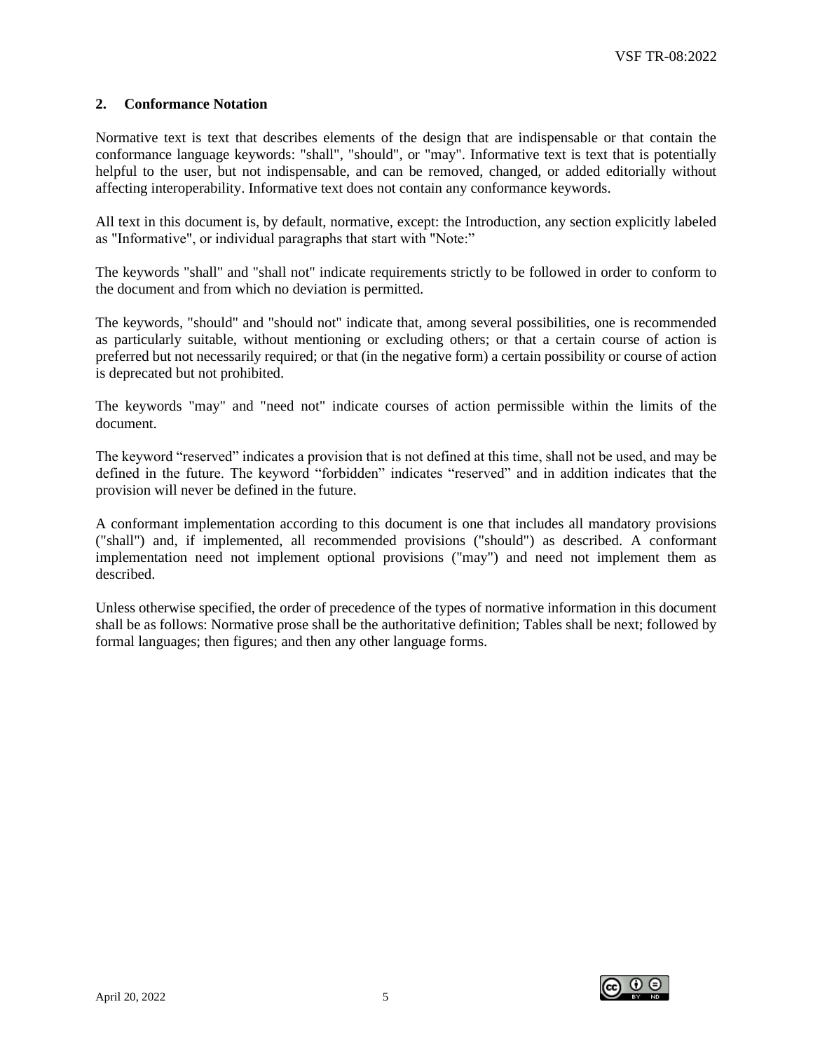## 2. Conformance Notation

Normative text is text that describes elements of the design that are indispensable or that contain the conformance language keywords: "shall", "should", or "may". Informative text is text that is potentially helpful to the user, but not indispensable, and can be removed, changed, or added editorially without affecting interoperability. Informative text does not contain any conformance keywords.

All text in this document is, by default, normative, except: the Introduction, any section explicitly labeled as "Informative", or individual paragraphs that start with "Note:"

The keywords "shall" and "shall not" indicate requirements strictly to be followed in order to conform to the document and from which no deviation is permitted.

The keywords, "should" and "should not" indicate that, among several possibilities, one is recommended as particularly suitable, without mentioning or excluding others; or that a certain course of action is preferred but not necessarily required; or that (in the negative form) a certain possibility or course of action is deprecated but not prohibited.

The keywords "may" and "need not" indicate courses of action permissible within the limits of the document.

The keyword "reserved" indicates a provision that is not defined at this time, shall not be used, and may be defined in the future. The keyword "forbidden" indicates "reserved" and in addition indicates that the provision will never be defined in the future.

A conformant implementation according to this document is one that includes all mandatory provisions ("shall") and, if implemented, all recommended provisions ("should") as described. A conformant implementation need not implement optional provisions ("may") and need not implement them as described.

Unless otherwise specified, the order of precedence of the types of normative information in this document shall be as follows: Normative prose shall be the authoritative definition; Tables shall be next; followed by formal languages; then figures; and then any other language forms.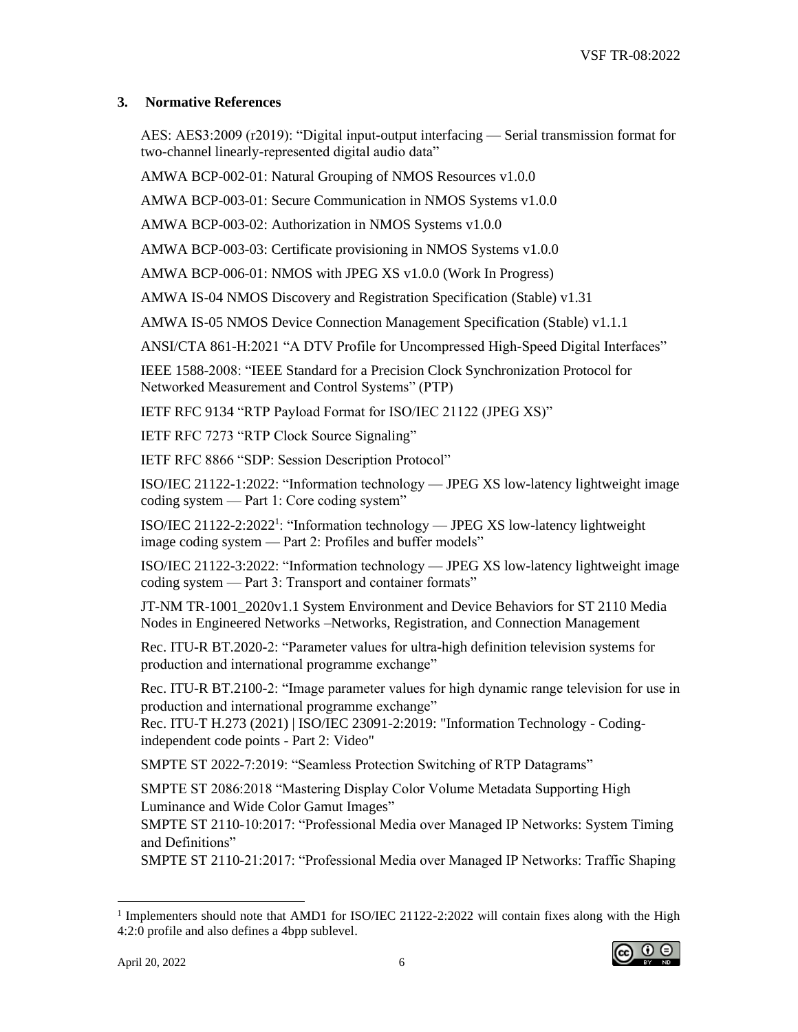## 3. Normative References

AES: AES3:2009 (r2019): “Digital input-output interfacing — Serial transmission format for two-channel linearly-represented digital audio data”

AMWA BCP-002-01: Natural Grouping of NMOS Resources v1.0.0

AMWA BCP-003-01: Secure Communication in NMOS Systems v1.0.0

AMWA BCP-003-02: Authorization in NMOS Systems v1.0.0

AMWA BCP-003-03: Certificate provisioning in NMOS Systems v1.0.0

AMWA BCP-006-01: NMOS with JPEG XS v1.0.0 (Work In Progress)

AMWA IS-04 NMOS Discovery and Registration Specification (Stable) v1.31

AMWA IS-05 NMOS Device Connection Management Specification (Stable) v1.1.1

ANSI/CTA 861-H:2021 “A DTV Profile for Uncompressed High-Speed Digital Interfaces”

IEEE 1588-2008: “IEEE Standard for a Precision Clock Synchronization Protocol for Networked Measurement and Control Systems” (PTP)

IETF RFC 9134 “RTP Payload Format for ISO/IEC 21122 (JPEG XS)”

IETF RFC 7273 “RTP Clock Source Signaling”

IETF RFC 8866 “SDP: Session Description Protocol”

ISO/IEC 21122-1:2022: “Information technology — JPEG XS low-latency lightweight image coding system — Part 1: Core coding system”

ISO/IEC 21122-2:2022[1]: “Information technology — JPEG XS low-latency lightweight image coding system — Part 2: Profiles and buffer models”

ISO/IEC 21122-3:2022: “Information technology — JPEG XS low-latency lightweight image coding system — Part 3: Transport and container formats”

JT-NM TR-1001_2020v1.1 System Environment and Device Behaviors for ST 2110 Media Nodes in Engineered Networks –Networks, Registration, and Connection Management

Rec. ITU-R BT.2020-2: “Parameter values for ultra-high definition television systems for production and international programme exchange”

Rec. ITU-R BT.2100-2: “Image parameter values for high dynamic range television for use in production and international programme exchange”

Rec. ITU-T H.273 (2021) | ISO/IEC 23091-2:2019: "Information Technology - Coding-independent code points - Part 2: Video"

SMPTE ST 2022-7:2019: “Seamless Protection Switching of RTP Datagrams”

SMPTE ST 2086:2018 “Mastering Display Color Volume Metadata Supporting High Luminance and Wide Color Gamut Images”

SMPTE ST 2110-10:2017: “Professional Media over Managed IP Networks: System Timing and Definitions”

SMPTE ST 2110-21:2017: “Professional Media over Managed IP Networks: Traffic Shaping

[1] Implementers should note that AMD1 for ISO/IEC 21122-2:2022 will contain fixes along with the High 4:2:0 profile and also defines a 4bpp sublevel.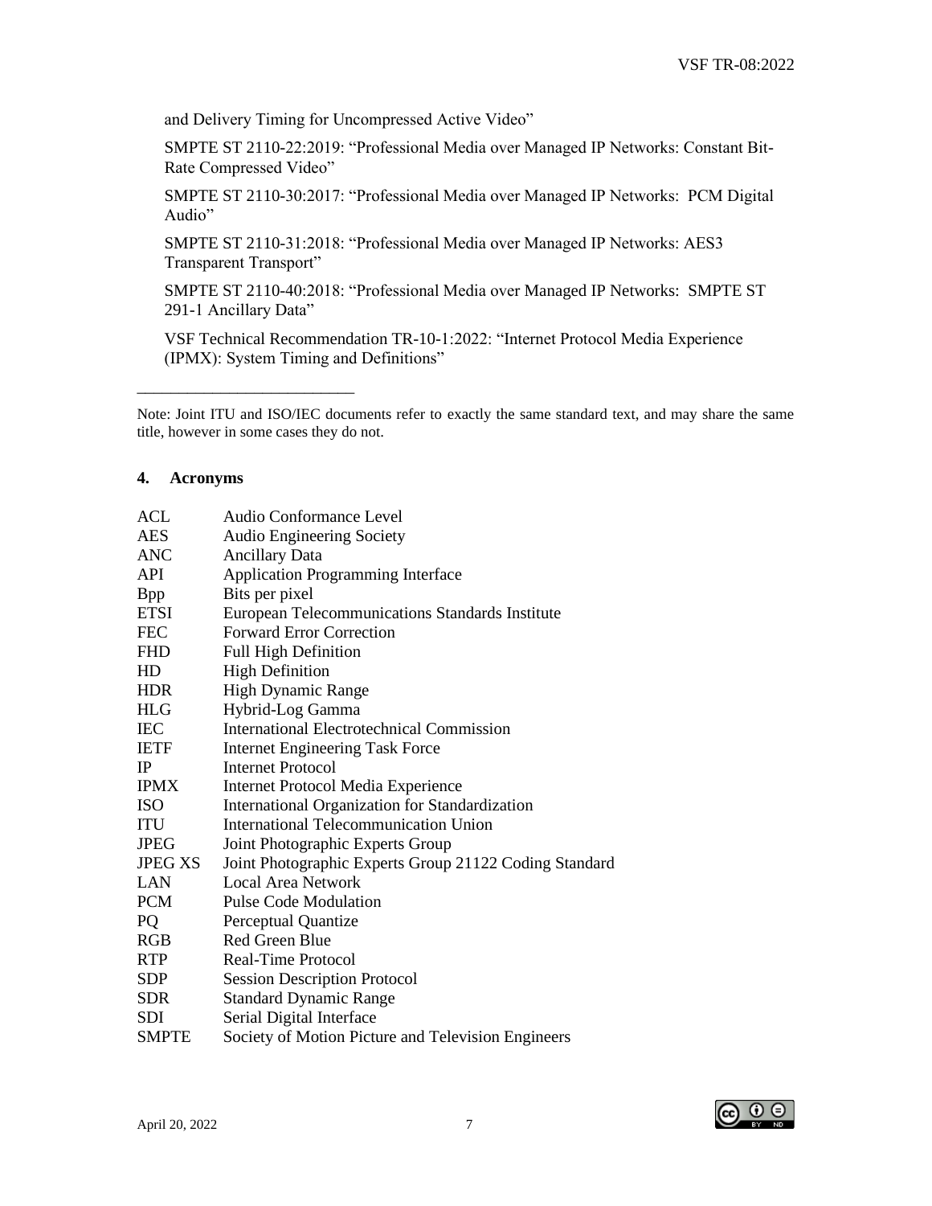and Delivery Timing for Uncompressed Active Video"

SMPTE ST 2110-22:2019: "Professional Media over Managed IP Networks: Constant Bit-Rate Compressed Video"

SMPTE ST 2110-30:2017: "Professional Media over Managed IP Networks: PCM Digital Audio"

SMPTE ST 2110-31:2018: "Professional Media over Managed IP Networks: AES3 Transparent Transport"

SMPTE ST 2110-40:2018: "Professional Media over Managed IP Networks: SMPTE ST 291-1 Ancillary Data"

VSF Technical Recommendation TR-10-1:2022: "Internet Protocol Media Experience (IPMX): System Timing and Definitions"

---

Note: Joint ITU and ISO/IEC documents refer to exactly the same standard text, and may share the same title, however in some cases they do not.

## 4. Acronyms

| | |
|---|---|
| ACL | Audio Conformance Level |
| AES | Audio Engineering Society |
| ANC | Ancillary Data |
| API | Application Programming Interface |
| Bpp | Bits per pixel |
| ETSI | European Telecommunications Standards Institute |
| FEC | Forward Error Correction |
| FHD | Full High Definition |
| HD | High Definition |
| HDR | High Dynamic Range |
| HLG | Hybrid-Log Gamma |
| IEC | International Electrotechnical Commission |
| IETF | Internet Engineering Task Force |
| IP | Internet Protocol |
| IPMX | Internet Protocol Media Experience |
| ISO | International Organization for Standardization |
| ITU | International Telecommunication Union |
| JPEG | Joint Photographic Experts Group |
| JPEG XS | Joint Photographic Experts Group 21122 Coding Standard |
| LAN | Local Area Network |
| PCM | Pulse Code Modulation |
| PQ | Perceptual Quantize |
| RGB | Red Green Blue |
| RTP | Real-Time Protocol |
| SDP | Session Description Protocol |
| SDR | Standard Dynamic Range |
| SDI | Serial Digital Interface |
| SMPTE | Society of Motion Picture and Television Engineers |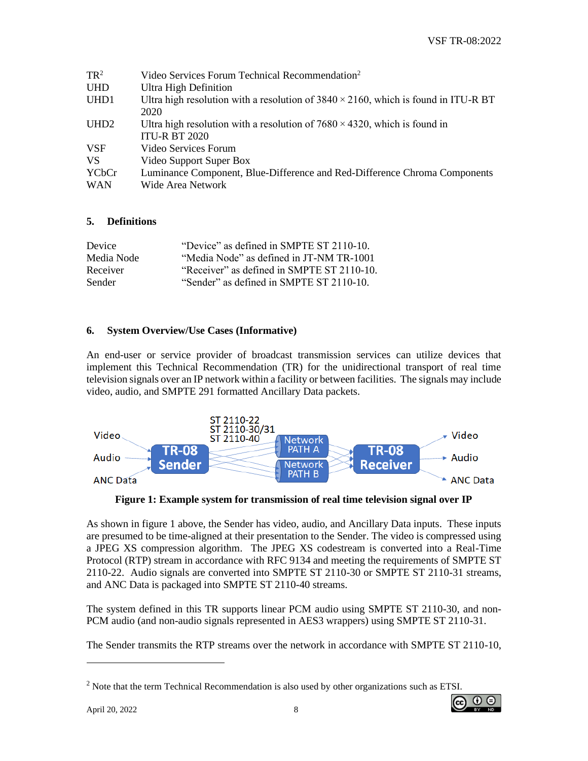| | |
|---|---|
| TR[2] | Video Services Forum Technical Recommendation[2] |
| UHD | Ultra High Definition |
| UHD1 | Ultra high resolution with a resolution of 3840 × 2160, which is found in ITU-R BT 2020 |
| UHD2 | Ultra high resolution with a resolution of 7680 × 4320, which is found in ITU-R BT 2020 |
| VSF | Video Services Forum |
| VS | Video Support Super Box |
| YCbCr | Luminance Component, Blue-Difference and Red-Difference Chroma Components |
| WAN | Wide Area Network |

## 5. Definitions

| | |
|---|---|
| Device | "Device" as defined in SMPTE ST 2110-10. |
| Media Node | "Media Node" as defined in JT-NM TR-1001 |
| Receiver | "Receiver" as defined in SMPTE ST 2110-10. |
| Sender | "Sender" as defined in SMPTE ST 2110-10. |

## 6. System Overview/Use Cases (Informative)

An end-user or service provider of broadcast transmission services can utilize devices that implement this Technical Recommendation (TR) for the unidirectional transport of real time television signals over an IP network within a facility or between facilities. The signals may include video, audio, and SMPTE 291 formatted Ancillary Data packets.

**Figure 1: Example system for transmission of real time television signal over IP**

As shown in figure 1 above, the Sender has video, audio, and Ancillary Data inputs. These inputs are presumed to be time-aligned at their presentation to the Sender. The video is compressed using a JPEG XS compression algorithm. The JPEG XS codestream is converted into a Real-Time Protocol (RTP) stream in accordance with RFC 9134 and meeting the requirements of SMPTE ST 2110-22. Audio signals are converted into SMPTE ST 2110-30 or SMPTE ST 2110-31 streams, and ANC Data is packaged into SMPTE ST 2110-40 streams.

The system defined in this TR supports linear PCM audio using SMPTE ST 2110-30, and non-PCM audio (and non-audio signals represented in AES3 wrappers) using SMPTE ST 2110-31.

The Sender transmits the RTP streams over the network in accordance with SMPTE ST 2110-10,

[2] Note that the term Technical Recommendation is also used by other organizations such as ETSI.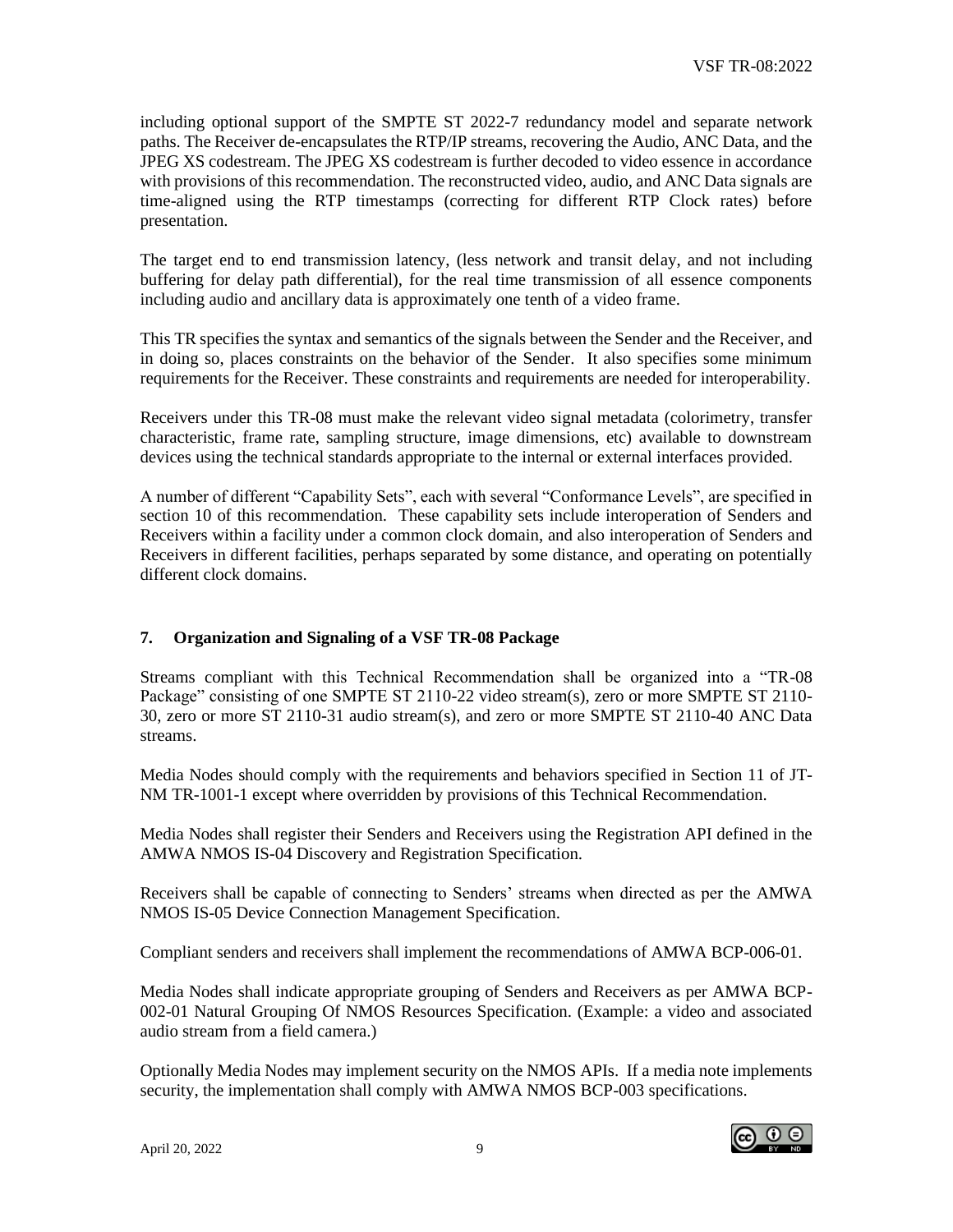including optional support of the SMPTE ST 2022-7 redundancy model and separate network paths. The Receiver de-encapsulates the RTP/IP streams, recovering the Audio, ANC Data, and the JPEG XS codestream. The JPEG XS codestream is further decoded to video essence in accordance with provisions of this recommendation. The reconstructed video, audio, and ANC Data signals are time-aligned using the RTP timestamps (correcting for different RTP Clock rates) before presentation.

The target end to end transmission latency, (less network and transit delay, and not including buffering for delay path differential), for the real time transmission of all essence components including audio and ancillary data is approximately one tenth of a video frame.

This TR specifies the syntax and semantics of the signals between the Sender and the Receiver, and in doing so, places constraints on the behavior of the Sender. It also specifies some minimum requirements for the Receiver. These constraints and requirements are needed for interoperability.

Receivers under this TR-08 must make the relevant video signal metadata (colorimetry, transfer characteristic, frame rate, sampling structure, image dimensions, etc) available to downstream devices using the technical standards appropriate to the internal or external interfaces provided.

A number of different “Capability Sets”, each with several “Conformance Levels”, are specified in section 10 of this recommendation. These capability sets include interoperation of Senders and Receivers within a facility under a common clock domain, and also interoperation of Senders and Receivers in different facilities, perhaps separated by some distance, and operating on potentially different clock domains.

## 7. Organization and Signaling of a VSF TR-08 Package

Streams compliant with this Technical Recommendation shall be organized into a “TR-08 Package” consisting of one SMPTE ST 2110-22 video stream(s), zero or more SMPTE ST 2110-30, zero or more ST 2110-31 audio stream(s), and zero or more SMPTE ST 2110-40 ANC Data streams.

Media Nodes should comply with the requirements and behaviors specified in Section 11 of JT-NM TR-1001-1 except where overridden by provisions of this Technical Recommendation.

Media Nodes shall register their Senders and Receivers using the Registration API defined in the AMWA NMOS IS-04 Discovery and Registration Specification.

Receivers shall be capable of connecting to Senders’ streams when directed as per the AMWA NMOS IS-05 Device Connection Management Specification.

Compliant senders and receivers shall implement the recommendations of AMWA BCP-006-01.

Media Nodes shall indicate appropriate grouping of Senders and Receivers as per AMWA BCP-002-01 Natural Grouping Of NMOS Resources Specification. (Example: a video and associated audio stream from a field camera.)

Optionally Media Nodes may implement security on the NMOS APIs. If a media note implements security, the implementation shall comply with AMWA NMOS BCP-003 specifications.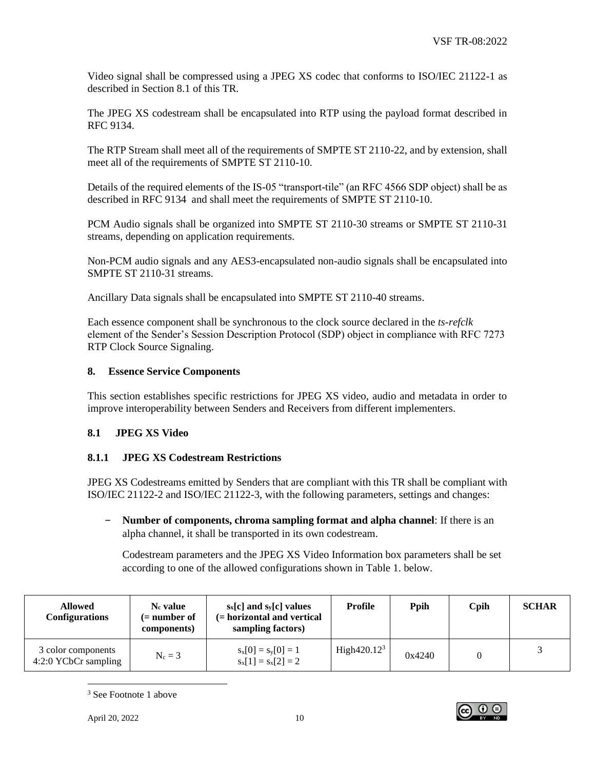Video signal shall be compressed using a JPEG XS codec that conforms to ISO/IEC 21122-1 as described in Section 8.1 of this TR.

The JPEG XS codestream shall be encapsulated into RTP using the payload format described in RFC 9134.

The RTP Stream shall meet all of the requirements of SMPTE ST 2110-22, and by extension, shall meet all of the requirements of SMPTE ST 2110-10.

Details of the required elements of the IS-05 "transport-tile" (an RFC 4566 SDP object) shall be as described in RFC 9134 and shall meet the requirements of SMPTE ST 2110-10.

PCM Audio signals shall be organized into SMPTE ST 2110-30 streams or SMPTE ST 2110-31 streams, depending on application requirements.

Non-PCM audio signals and any AES3-encapsulated non-audio signals shall be encapsulated into SMPTE ST 2110-31 streams.

Ancillary Data signals shall be encapsulated into SMPTE ST 2110-40 streams.

Each essence component shall be synchronous to the clock source declared in the *ts-refclk* element of the Sender's Session Description Protocol (SDP) object in compliance with RFC 7273 RTP Clock Source Signaling.

## 8. Essence Service Components

This section establishes specific restrictions for JPEG XS video, audio and metadata in order to improve interoperability between Senders and Receivers from different implementers.

### 8.1 JPEG XS Video

#### 8.1.1 JPEG XS Codestream Restrictions

JPEG XS Codestreams emitted by Senders that are compliant with this TR shall be compliant with ISO/IEC 21122-2 and ISO/IEC 21122-3, with the following parameters, settings and changes:

- **Number of components, chroma sampling format and alpha channel**: If there is an alpha channel, it shall be transported in its own codestream.

  Codestream parameters and the JPEG XS Video Information box parameters shall be set according to one of the allowed configurations shown in Table 1. below.

| Allowed Configurations | $N_c$ value (= number of components) | $s_x[c]$ and $s_y[c]$ values (= horizontal and vertical sampling factors) | Profile | Ppih | Cpih | SCHAR |
|---|---|---|---|---|---|---|
| 3 color components 4:2:0 YCbCr sampling | $N_c = 3$ | $s_x[0] = s_y[0] = 1$<br>$s_x[1] = s_x[2] = 2$ | High420.12[3] | 0x4240 | 0 | 3 |

[3] See Footnote 1 above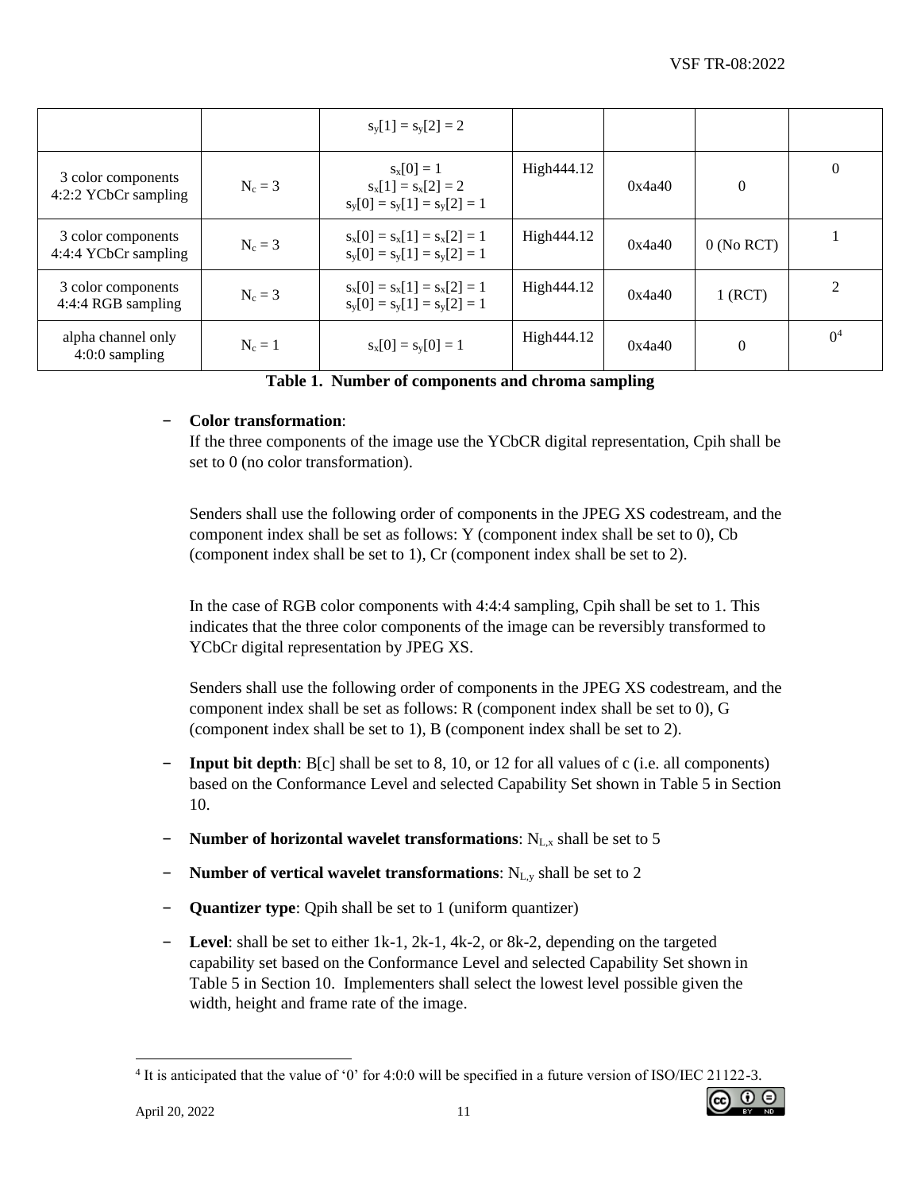| | | $s_y[1] = s_y[2] = 2$ | | | | |
|---|---|---|---|---|---|---|
| 3 color components 4:2:2 YCbCr sampling | $N_c = 3$ | $s_x[0] = 1$ $s_x[1] = s_x[2] = 2$ $s_y[0] = s_y[1] = s_y[2] = 1$ | High444.12 | 0x4a40 | 0 | 0 |
| 3 color components 4:4:4 YCbCr sampling | $N_c = 3$ | $s_x[0] = s_x[1] = s_x[2] = 1$ $s_y[0] = s_y[1] = s_y[2] = 1$ | High444.12 | 0x4a40 | 0 (No RCT) | 1 |
| 3 color components 4:4:4 RGB sampling | $N_c = 3$ | $s_x[0] = s_x[1] = s_x[2] = 1$ $s_y[0] = s_y[1] = s_y[2] = 1$ | High444.12 | 0x4a40 | 1 (RCT) | 2 |
| alpha channel only 4:0:0 sampling | $N_c = 1$ | $s_x[0] = s_y[0] = 1$ | High444.12 | 0x4a40 | 0 | 0[4] |

**Table 1. Number of components and chroma sampling**

- **Color transformation**:
  If the three components of the image use the YCbCR digital representation, Cpih shall be set to 0 (no color transformation).

  Senders shall use the following order of components in the JPEG XS codestream, and the component index shall be set as follows: Y (component index shall be set to 0), Cb (component index shall be set to 1), Cr (component index shall be set to 2).

  In the case of RGB color components with 4:4:4 sampling, Cpih shall be set to 1. This indicates that the three color components of the image can be reversibly transformed to YCbCr digital representation by JPEG XS.

  Senders shall use the following order of components in the JPEG XS codestream, and the component index shall be set as follows: R (component index shall be set to 0), G (component index shall be set to 1), B (component index shall be set to 2).

- **Input bit depth**: B[c] shall be set to 8, 10, or 12 for all values of c (i.e. all components) based on the Conformance Level and selected Capability Set shown in Table 5 in Section 10.

- **Number of horizontal wavelet transformations**: $N_{L,x}$ shall be set to 5

- **Number of vertical wavelet transformations**: $N_{L,y}$ shall be set to 2

- **Quantizer type**: Qpih shall be set to 1 (uniform quantizer)

- **Level**: shall be set to either 1k-1, 2k-1, 4k-2, or 8k-2, depending on the targeted capability set based on the Conformance Level and selected Capability Set shown in Table 5 in Section 10. Implementers shall select the lowest level possible given the width, height and frame rate of the image.

[4] It is anticipated that the value of '0' for 4:0:0 will be specified in a future version of ISO/IEC 21122-3.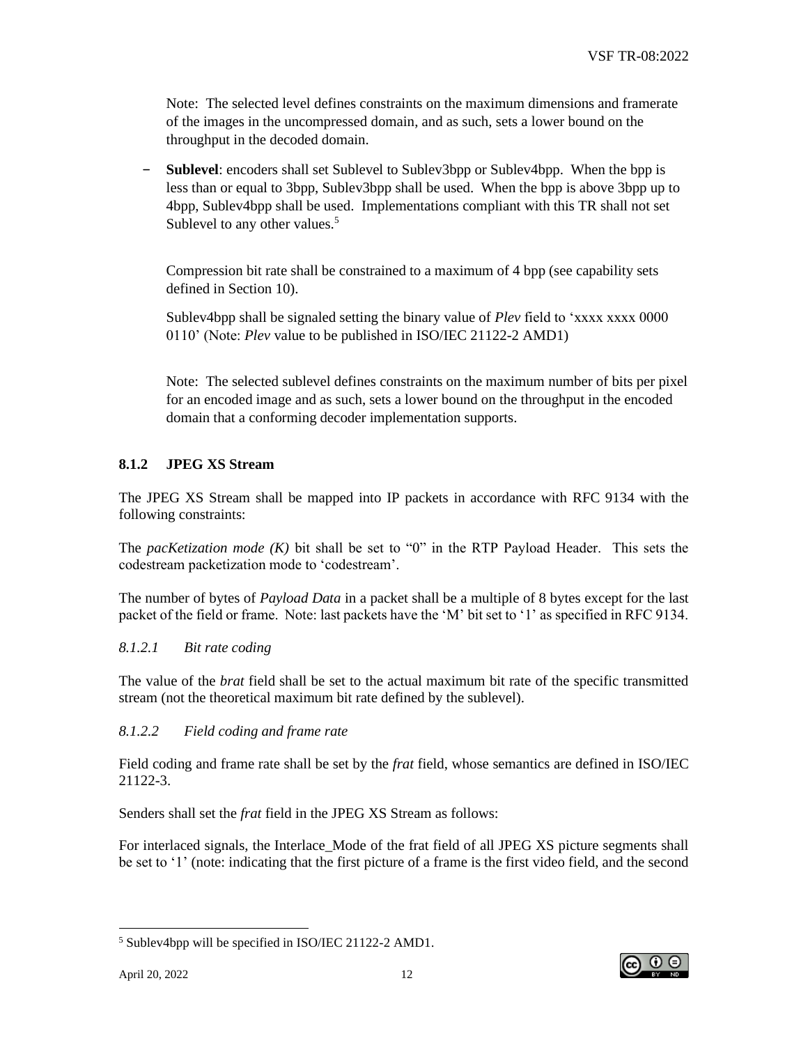Note: The selected level defines constraints on the maximum dimensions and framerate of the images in the uncompressed domain, and as such, sets a lower bound on the throughput in the decoded domain.

- **Sublevel**: encoders shall set Sublevel to Sublev3bpp or Sublev4bpp. When the bpp is less than or equal to 3bpp, Sublev3bpp shall be used. When the bpp is above 3bpp up to 4bpp, Sublev4bpp shall be used. Implementations compliant with this TR shall not set Sublevel to any other values.[5]

  Compression bit rate shall be constrained to a maximum of 4 bpp (see capability sets defined in Section 10).

  Sublev4bpp shall be signaled setting the binary value of *Plev* field to 'xxxx xxxx 0000 0110' (Note: *Plev* value to be published in ISO/IEC 21122-2 AMD1)

  Note: The selected sublevel defines constraints on the maximum number of bits per pixel for an encoded image and as such, sets a lower bound on the throughput in the encoded domain that a conforming decoder implementation supports.

### 8.1.2 JPEG XS Stream

The JPEG XS Stream shall be mapped into IP packets in accordance with RFC 9134 with the following constraints:

The *pacKetization mode (K)* bit shall be set to "0" in the RTP Payload Header. This sets the codestream packetization mode to 'codestream'.

The number of bytes of *Payload Data* in a packet shall be a multiple of 8 bytes except for the last packet of the field or frame. Note: last packets have the 'M' bit set to '1' as specified in RFC 9134.

#### *8.1.2.1 Bit rate coding*

The value of the *brat* field shall be set to the actual maximum bit rate of the specific transmitted stream (not the theoretical maximum bit rate defined by the sublevel).

#### *8.1.2.2 Field coding and frame rate*

Field coding and frame rate shall be set by the *frat* field, whose semantics are defined in ISO/IEC 21122-3.

Senders shall set the *frat* field in the JPEG XS Stream as follows:

For interlaced signals, the Interlace_Mode of the frat field of all JPEG XS picture segments shall be set to '1' (note: indicating that the first picture of a frame is the first video field, and the second

[5] Sublev4bpp will be specified in ISO/IEC 21122-2 AMD1.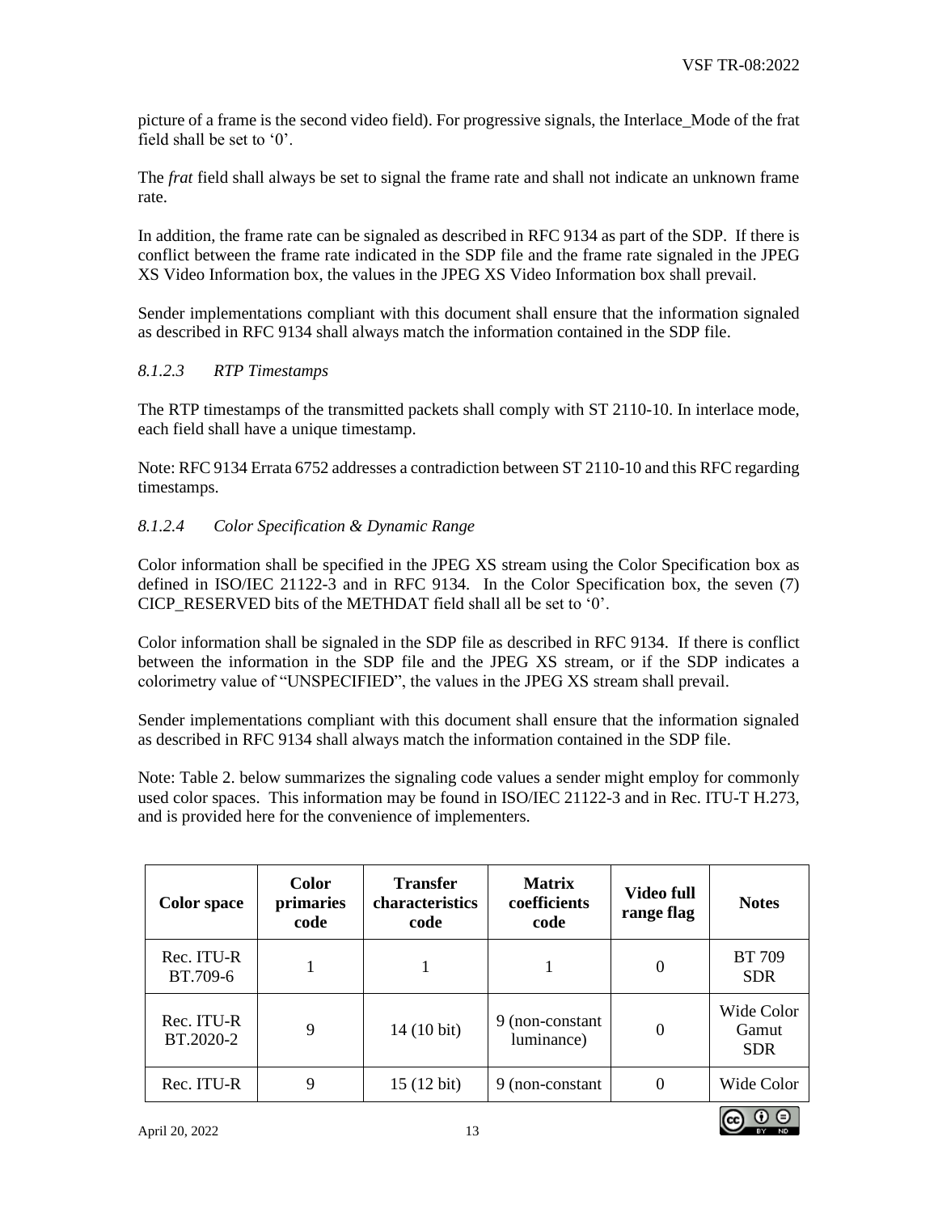picture of a frame is the second video field). For progressive signals, the Interlace_Mode of the frat field shall be set to '0'.

The *frat* field shall always be set to signal the frame rate and shall not indicate an unknown frame rate.

In addition, the frame rate can be signaled as described in RFC 9134 as part of the SDP. If there is conflict between the frame rate indicated in the SDP file and the frame rate signaled in the JPEG XS Video Information box, the values in the JPEG XS Video Information box shall prevail.

Sender implementations compliant with this document shall ensure that the information signaled as described in RFC 9134 shall always match the information contained in the SDP file.

#### *8.1.2.3 RTP Timestamps*

The RTP timestamps of the transmitted packets shall comply with ST 2110-10. In interlace mode, each field shall have a unique timestamp.

Note: RFC 9134 Errata 6752 addresses a contradiction between ST 2110-10 and this RFC regarding timestamps.

#### *8.1.2.4 Color Specification & Dynamic Range*

Color information shall be specified in the JPEG XS stream using the Color Specification box as defined in ISO/IEC 21122-3 and in RFC 9134. In the Color Specification box, the seven (7) CICP_RESERVED bits of the METHDAT field shall all be set to '0'.

Color information shall be signaled in the SDP file as described in RFC 9134. If there is conflict between the information in the SDP file and the JPEG XS stream, or if the SDP indicates a colorimetry value of "UNSPECIFIED", the values in the JPEG XS stream shall prevail.

Sender implementations compliant with this document shall ensure that the information signaled as described in RFC 9134 shall always match the information contained in the SDP file.

Note: Table 2. below summarizes the signaling code values a sender might employ for commonly used color spaces. This information may be found in ISO/IEC 21122-3 and in Rec. ITU-T H.273, and is provided here for the convenience of implementers.

| Color space | Color primaries code | Transfer characteristics code | Matrix coefficients code | Video full range flag | Notes |
|---|---|---|---|---|---|
| Rec. ITU-R BT.709-6 | 1 | 1 | 1 | 0 | BT 709 SDR |
| Rec. ITU-R BT.2020-2 | 9 | 14 (10 bit) | 9 (non-constant luminance) | 0 | Wide Color Gamut SDR |
| Rec. ITU-R | 9 | 15 (12 bit) | 9 (non-constant | 0 | Wide Color |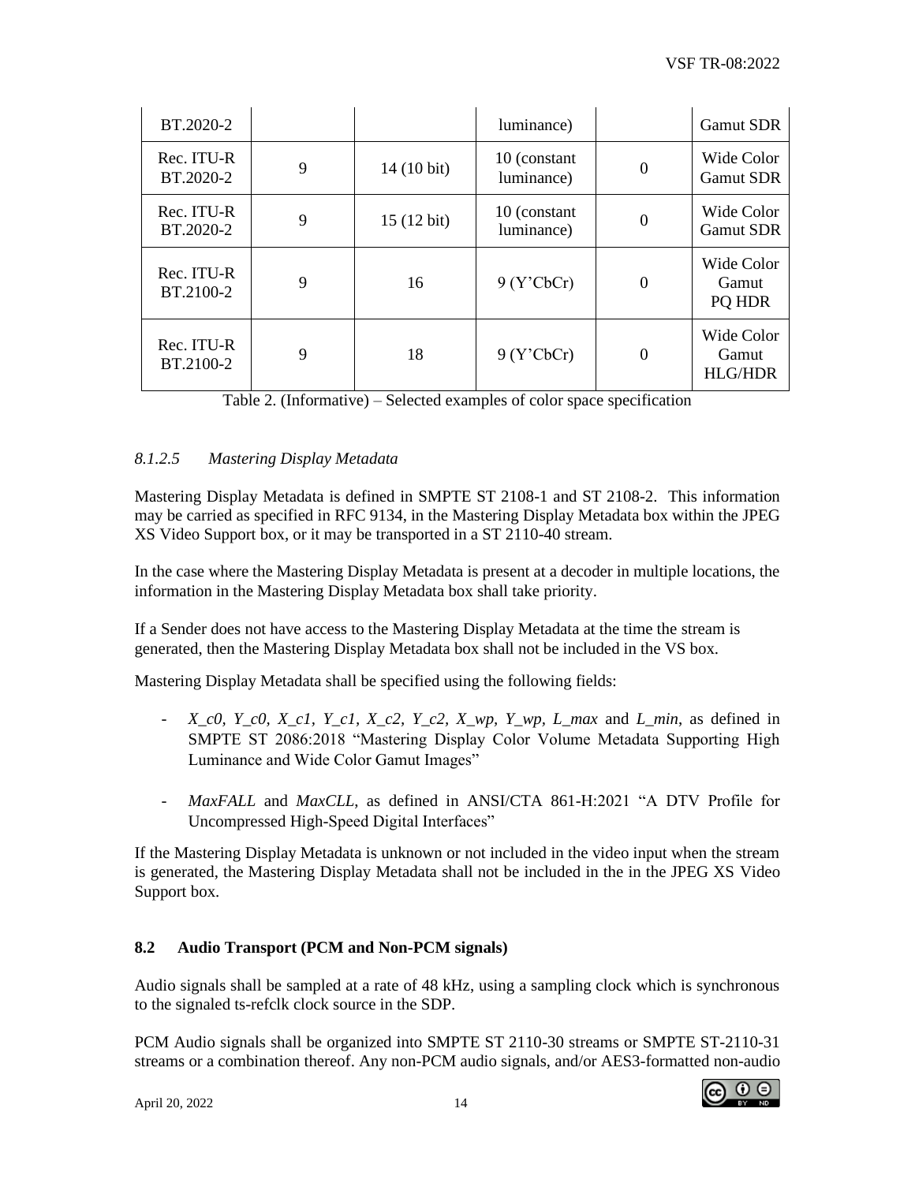| BT.2020-2 | | | luminance) | | Gamut SDR |
|---|---|---|---|---|---|
| Rec. ITU-R BT.2020-2 | 9 | 14 (10 bit) | 10 (constant luminance) | 0 | Wide Color Gamut SDR |
| Rec. ITU-R BT.2020-2 | 9 | 15 (12 bit) | 10 (constant luminance) | 0 | Wide Color Gamut SDR |
| Rec. ITU-R BT.2100-2 | 9 | 16 | 9 (Y'CbCr) | 0 | Wide Color Gamut PQ HDR |
| Rec. ITU-R BT.2100-2 | 9 | 18 | 9 (Y'CbCr) | 0 | Wide Color Gamut HLG/HDR |

Table 2. (Informative) – Selected examples of color space specification

#### *8.1.2.5 Mastering Display Metadata*

Mastering Display Metadata is defined in SMPTE ST 2108-1 and ST 2108-2. This information may be carried as specified in RFC 9134, in the Mastering Display Metadata box within the JPEG XS Video Support box, or it may be transported in a ST 2110-40 stream.

In the case where the Mastering Display Metadata is present at a decoder in multiple locations, the information in the Mastering Display Metadata box shall take priority.

If a Sender does not have access to the Mastering Display Metadata at the time the stream is generated, then the Mastering Display Metadata box shall not be included in the VS box.

Mastering Display Metadata shall be specified using the following fields:

- *X_c0, Y_c0, X_c1, Y_c1, X_c2, Y_c2, X_wp, Y_wp, L_max* and *L_min*, as defined in SMPTE ST 2086:2018 "Mastering Display Color Volume Metadata Supporting High Luminance and Wide Color Gamut Images"

- *MaxFALL* and *MaxCLL*, as defined in ANSI/CTA 861-H:2021 "A DTV Profile for Uncompressed High-Speed Digital Interfaces"

If the Mastering Display Metadata is unknown or not included in the video input when the stream is generated, the Mastering Display Metadata shall not be included in the in the JPEG XS Video Support box.

### 8.2 Audio Transport (PCM and Non-PCM signals)

Audio signals shall be sampled at a rate of 48 kHz, using a sampling clock which is synchronous to the signaled ts-refclk clock source in the SDP.

PCM Audio signals shall be organized into SMPTE ST 2110-30 streams or SMPTE ST-2110-31 streams or a combination thereof. Any non-PCM audio signals, and/or AES3-formatted non-audio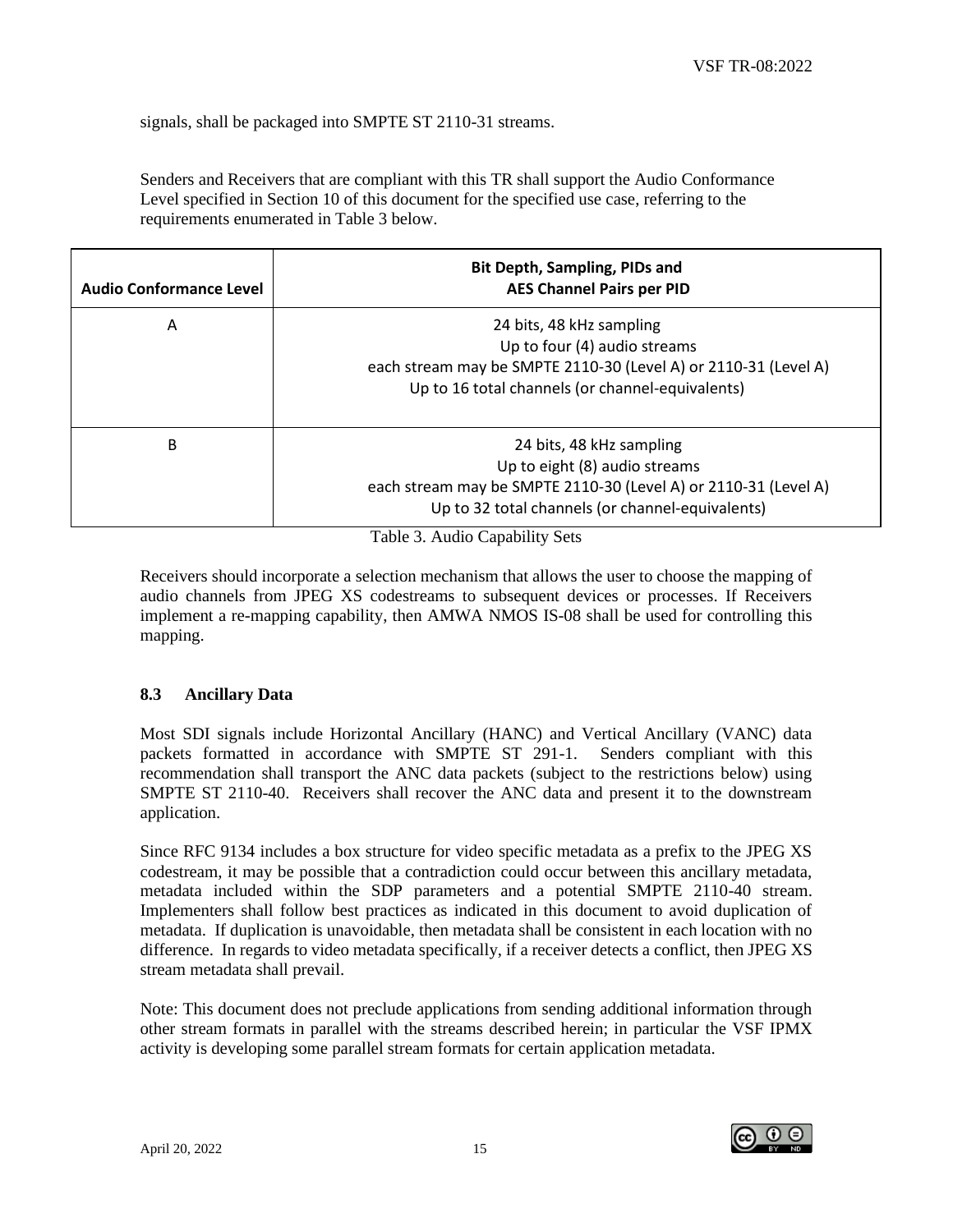signals, shall be packaged into SMPTE ST 2110-31 streams.

Senders and Receivers that are compliant with this TR shall support the Audio Conformance Level specified in Section 10 of this document for the specified use case, referring to the requirements enumerated in Table 3 below.

| Audio Conformance Level | Bit Depth, Sampling, PIDs and AES Channel Pairs per PID |
|---|---|
| A | 24 bits, 48 kHz sampling<br>Up to four (4) audio streams<br>each stream may be SMPTE 2110-30 (Level A) or 2110-31 (Level A)<br>Up to 16 total channels (or channel-equivalents) |
| B | 24 bits, 48 kHz sampling<br>Up to eight (8) audio streams<br>each stream may be SMPTE 2110-30 (Level A) or 2110-31 (Level A)<br>Up to 32 total channels (or channel-equivalents) |

Table 3. Audio Capability Sets

Receivers should incorporate a selection mechanism that allows the user to choose the mapping of audio channels from JPEG XS codestreams to subsequent devices or processes. If Receivers implement a re-mapping capability, then AMWA NMOS IS-08 shall be used for controlling this mapping.

### 8.3 Ancillary Data

Most SDI signals include Horizontal Ancillary (HANC) and Vertical Ancillary (VANC) data packets formatted in accordance with SMPTE ST 291-1. Senders compliant with this recommendation shall transport the ANC data packets (subject to the restrictions below) using SMPTE ST 2110-40. Receivers shall recover the ANC data and present it to the downstream application.

Since RFC 9134 includes a box structure for video specific metadata as a prefix to the JPEG XS codestream, it may be possible that a contradiction could occur between this ancillary metadata, metadata included within the SDP parameters and a potential SMPTE 2110-40 stream. Implementers shall follow best practices as indicated in this document to avoid duplication of metadata. If duplication is unavoidable, then metadata shall be consistent in each location with no difference. In regards to video metadata specifically, if a receiver detects a conflict, then JPEG XS stream metadata shall prevail.

Note: This document does not preclude applications from sending additional information through other stream formats in parallel with the streams described herein; in particular the VSF IPMX activity is developing some parallel stream formats for certain application metadata.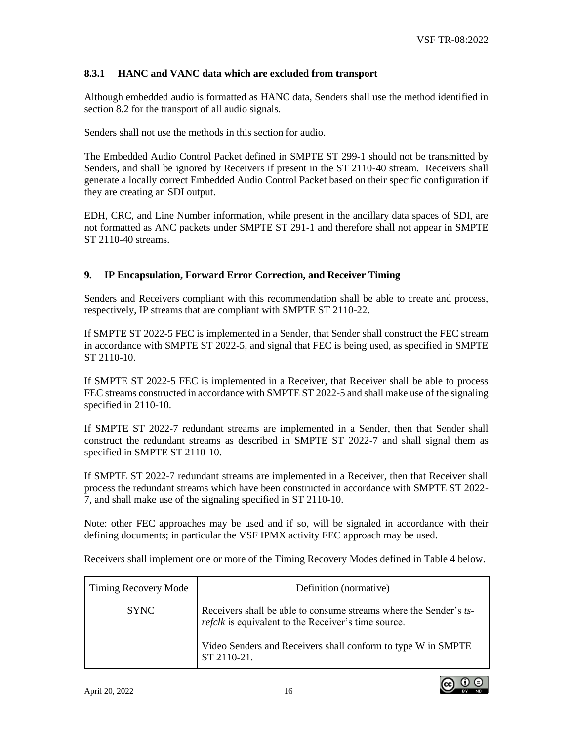#### 8.3.1 HANC and VANC data which are excluded from transport

Although embedded audio is formatted as HANC data, Senders shall use the method identified in section 8.2 for the transport of all audio signals.

Senders shall not use the methods in this section for audio.

The Embedded Audio Control Packet defined in SMPTE ST 299-1 should not be transmitted by Senders, and shall be ignored by Receivers if present in the ST 2110-40 stream. Receivers shall generate a locally correct Embedded Audio Control Packet based on their specific configuration if they are creating an SDI output.

EDH, CRC, and Line Number information, while present in the ancillary data spaces of SDI, are not formatted as ANC packets under SMPTE ST 291-1 and therefore shall not appear in SMPTE ST 2110-40 streams.

## 9. IP Encapsulation, Forward Error Correction, and Receiver Timing

Senders and Receivers compliant with this recommendation shall be able to create and process, respectively, IP streams that are compliant with SMPTE ST 2110-22.

If SMPTE ST 2022-5 FEC is implemented in a Sender, that Sender shall construct the FEC stream in accordance with SMPTE ST 2022-5, and signal that FEC is being used, as specified in SMPTE ST 2110-10.

If SMPTE ST 2022-5 FEC is implemented in a Receiver, that Receiver shall be able to process FEC streams constructed in accordance with SMPTE ST 2022-5 and shall make use of the signaling specified in 2110-10.

If SMPTE ST 2022-7 redundant streams are implemented in a Sender, then that Sender shall construct the redundant streams as described in SMPTE ST 2022-7 and shall signal them as specified in SMPTE ST 2110-10.

If SMPTE ST 2022-7 redundant streams are implemented in a Receiver, then that Receiver shall process the redundant streams which have been constructed in accordance with SMPTE ST 2022-7, and shall make use of the signaling specified in ST 2110-10.

Note: other FEC approaches may be used and if so, will be signaled in accordance with their defining documents; in particular the VSF IPMX activity FEC approach may be used.

Receivers shall implement one or more of the Timing Recovery Modes defined in Table 4 below.

| Timing Recovery Mode | Definition (normative) |
|---|---|
| SYNC | Receivers shall be able to consume streams where the Sender's *ts-refclk* is equivalent to the Receiver's time source.<br><br>Video Senders and Receivers shall conform to type W in SMPTE ST 2110-21. |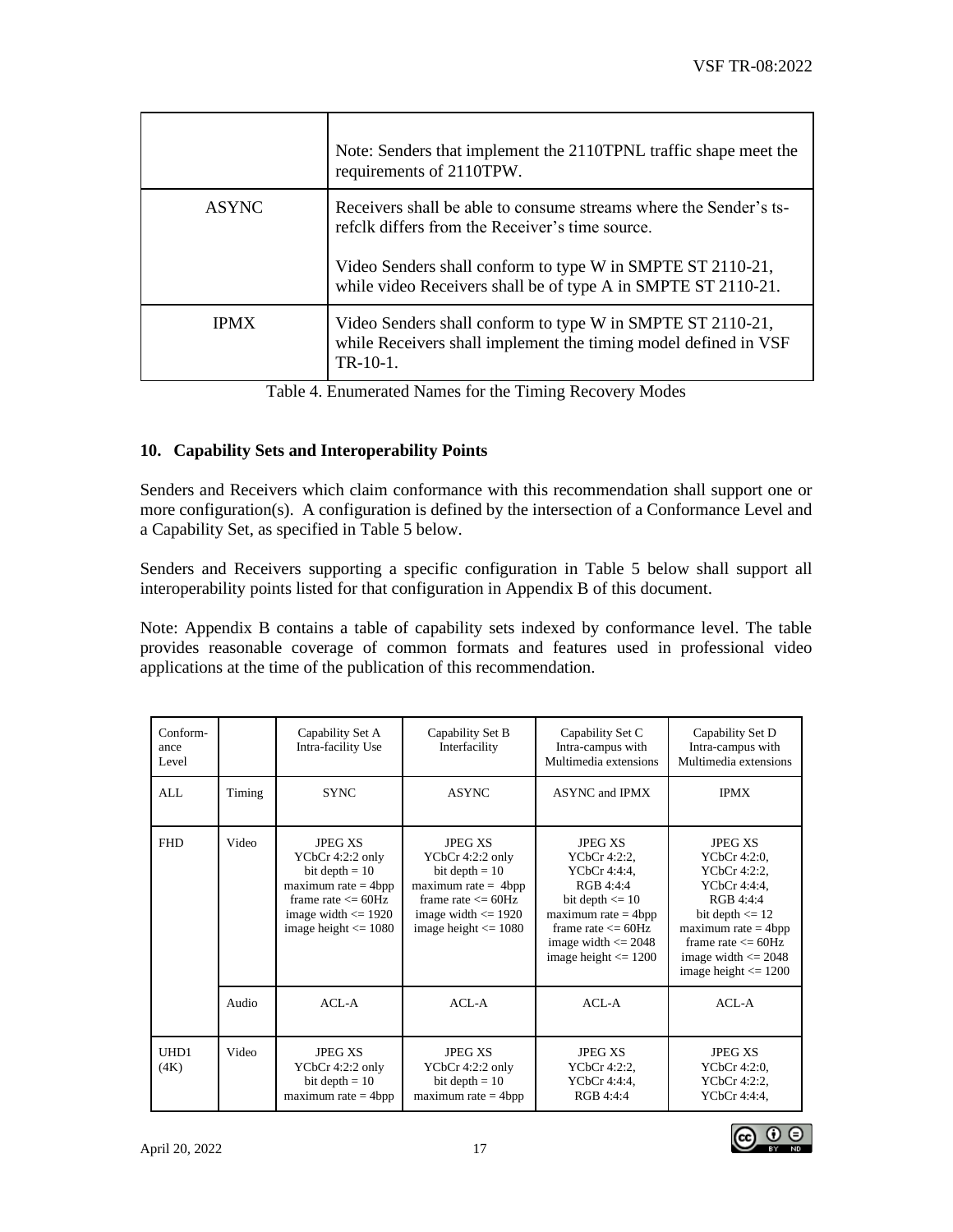| | |
|---|---|
| | Note: Senders that implement the 2110TPNL traffic shape meet the requirements of 2110TPW. |
| ASYNC | Receivers shall be able to consume streams where the Sender's ts-refclk differs from the Receiver's time source.<br><br>Video Senders shall conform to type W in SMPTE ST 2110-21, while video Receivers shall be of type A in SMPTE ST 2110-21. |
| IPMX | Video Senders shall conform to type W in SMPTE ST 2110-21, while Receivers shall implement the timing model defined in VSF TR-10-1. |

Table 4. Enumerated Names for the Timing Recovery Modes

## 10. Capability Sets and Interoperability Points

Senders and Receivers which claim conformance with this recommendation shall support one or more configuration(s). A configuration is defined by the intersection of a Conformance Level and a Capability Set, as specified in Table 5 below.

Senders and Receivers supporting a specific configuration in Table 5 below shall support all interoperability points listed for that configuration in Appendix B of this document.

Note: Appendix B contains a table of capability sets indexed by conformance level. The table provides reasonable coverage of common formats and features used in professional video applications at the time of the publication of this recommendation.

| Conformance Level | | Capability Set A Intra-facility Use | Capability Set B Interfacility | Capability Set C Intra-campus with Multimedia extensions | Capability Set D Intra-campus with Multimedia extensions |
|---|---|---|---|---|---|
| ALL | Timing | SYNC | ASYNC | ASYNC and IPMX | IPMX |
| FHD | Video | JPEG XS<br>YCbCr 4:2:2 only<br>bit depth = 10<br>maximum rate = 4bpp<br>frame rate <= 60Hz<br>image width <= 1920<br>image height <= 1080 | JPEG XS<br>YCbCr 4:2:2 only<br>bit depth = 10<br>maximum rate = 4bpp<br>frame rate <= 60Hz<br>image width <= 1920<br>image height <= 1080 | JPEG XS<br>YCbCr 4:2:2,<br>YCbCr 4:4:4,<br>RGB 4:4:4<br>bit depth <= 10<br>maximum rate = 4bpp<br>frame rate <= 60Hz<br>image width <= 2048<br>image height <= 1200 | JPEG XS<br>YCbCr 4:2:0,<br>YCbCr 4:2:2,<br>YCbCr 4:4:4,<br>RGB 4:4:4<br>bit depth <= 12<br>maximum rate = 4bpp<br>frame rate <= 60Hz<br>image width <= 2048<br>image height <= 1200 |
| | Audio | ACL-A | ACL-A | ACL-A | ACL-A |
| UHD1 (4K) | Video | JPEG XS<br>YCbCr 4:2:2 only<br>bit depth = 10<br>maximum rate = 4bpp | JPEG XS<br>YCbCr 4:2:2 only<br>bit depth = 10<br>maximum rate = 4bpp | JPEG XS<br>YCbCr 4:2:2,<br>YCbCr 4:4:4,<br>RGB 4:4:4 | JPEG XS<br>YCbCr 4:2:0,<br>YCbCr 4:2:2,<br>YCbCr 4:4:4, |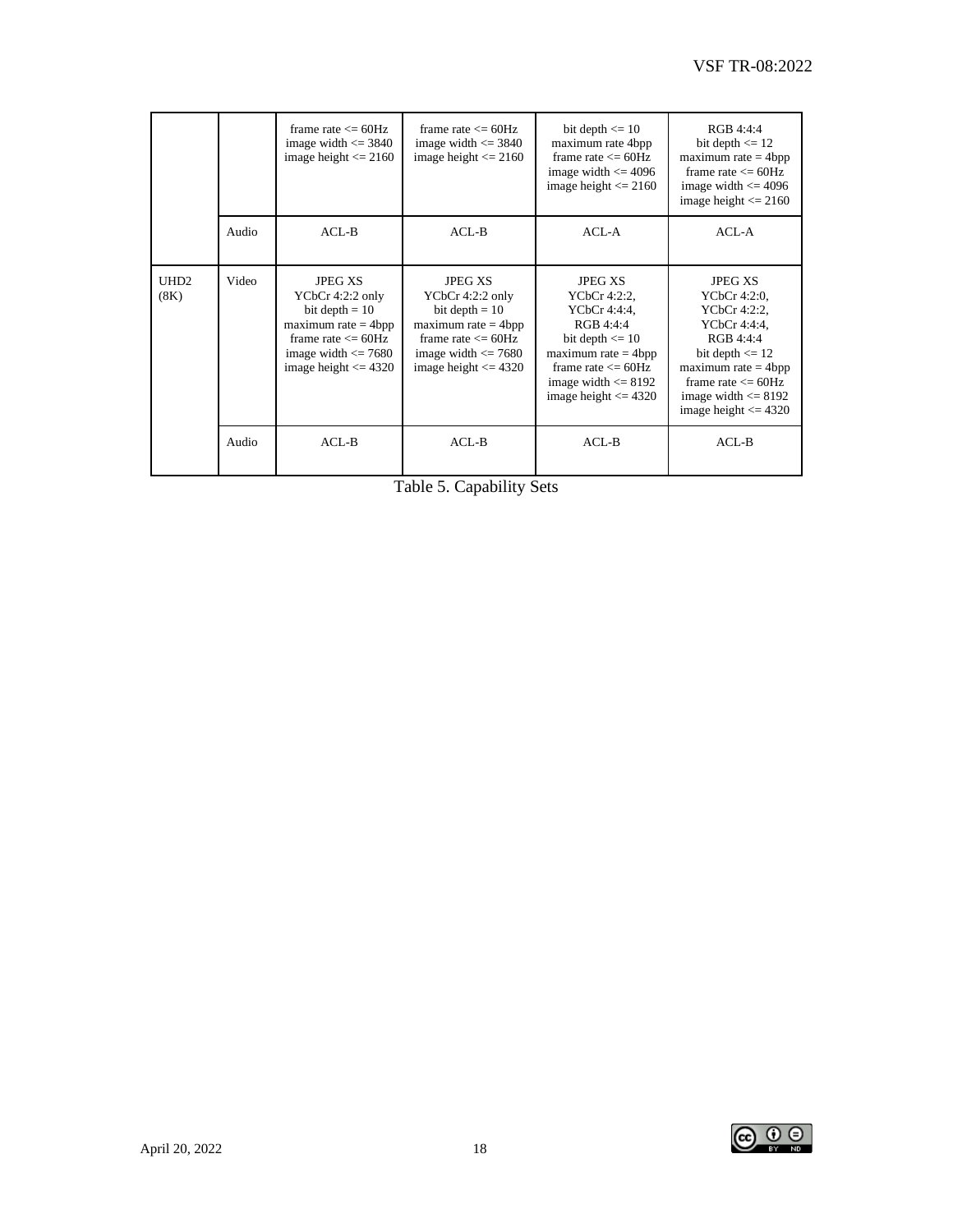| | | | | | |
|---|---|---|---|---|---|
| | | frame rate <= 60Hz<br>image width <= 3840<br>image height <= 2160 | frame rate <= 60Hz<br>image width <= 3840<br>image height <= 2160 | bit depth <= 10<br>maximum rate 4bpp<br>frame rate <= 60Hz<br>image width <= 4096<br>image height <= 2160 | RGB 4:4:4<br>bit depth <= 12<br>maximum rate = 4bpp<br>frame rate <= 60Hz<br>image width <= 4096<br>image height <= 2160 |
| | Audio | ACL-B | ACL-B | ACL-A | ACL-A |
| UHD2 (8K) | Video | JPEG XS<br>YCbCr 4:2:2 only<br>bit depth = 10<br>maximum rate = 4bpp<br>frame rate <= 60Hz<br>image width <= 7680<br>image height <= 4320 | JPEG XS<br>YCbCr 4:2:2 only<br>bit depth = 10<br>maximum rate = 4bpp<br>frame rate <= 60Hz<br>image width <= 7680<br>image height <= 4320 | JPEG XS<br>YCbCr 4:2:2,<br>YCbCr 4:4:4,<br>RGB 4:4:4<br>bit depth <= 10<br>maximum rate = 4bpp<br>frame rate <= 60Hz<br>image width <= 8192<br>image height <= 4320 | JPEG XS<br>YCbCr 4:2:0,<br>YCbCr 4:2:2,<br>YCbCr 4:4:4,<br>RGB 4:4:4<br>bit depth <= 12<br>maximum rate = 4bpp<br>frame rate <= 60Hz<br>image width <= 8192<br>image height <= 4320 |
| | Audio | ACL-B | ACL-B | ACL-B | ACL-B |

Table 5. Capability Sets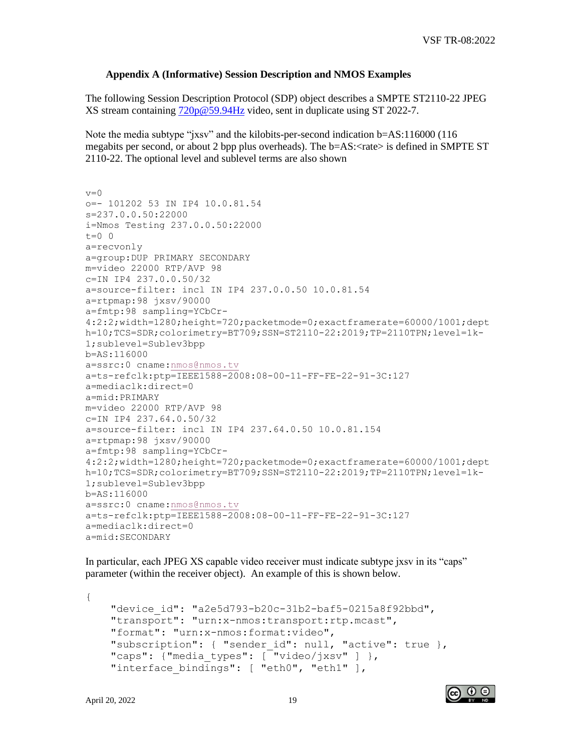## Appendix A (Informative) Session Description and NMOS Examples

The following Session Description Protocol (SDP) object describes a SMPTE ST2110-22 JPEG XS stream containing 720p@59.94Hz video, sent in duplicate using ST 2022-7.

Note the media subtype "jxsv" and the kilobits-per-second indication b=AS:116000 (116 megabits per second, or about 2 bpp plus overheads). The b=AS:<rate> is defined in SMPTE ST 2110-22. The optional level and sublevel terms are also shown

```
v=0
o=- 101202 53 IN IP4 10.0.81.54
s=237.0.0.50:22000
i=Nmos Testing 237.0.0.50:22000
t=0 0
a=recvonly
a=group:DUP PRIMARY SECONDARY
m=video 22000 RTP/AVP 98
c=IN IP4 237.0.0.50/32
a=source-filter: incl IN IP4 237.0.0.50 10.0.81.54
a=rtpmap:98 jxsv/90000
a=fmtp:98 sampling=YCbCr-
4:2:2;width=1280;height=720;packetmode=0;exactframerate=60000/1001;dept
h=10;TCS=SDR;colorimetry=BT709;SSN=ST2110-22:2019;TP=2110TPN;level=1k-
1;sublevel=Sublev3bpp
b=AS:116000
a=ssrc:0 cname:nmos@nmos.tv
a=ts-refclk:ptp=IEEE1588-2008:08-00-11-FF-FE-22-91-3C:127
a=mediaclk:direct=0
a=mid:PRIMARY
m=video 22000 RTP/AVP 98
c=IN IP4 237.64.0.50/32
a=source-filter: incl IN IP4 237.64.0.50 10.0.81.154
a=rtpmap:98 jxsv/90000
a=fmtp:98 sampling=YCbCr-
4:2:2;width=1280;height=720;packetmode=0;exactframerate=60000/1001;dept
h=10;TCS=SDR;colorimetry=BT709;SSN=ST2110-22:2019;TP=2110TPN;level=1k-
1;sublevel=Sublev3bpp
b=AS:116000
a=ssrc:0 cname:nmos@nmos.tv
a=ts-refclk:ptp=IEEE1588-2008:08-00-11-FF-FE-22-91-3C:127
a=mediaclk:direct=0
a=mid:SECONDARY
```

In particular, each JPEG XS capable video receiver must indicate subtype jxsv in its "caps" parameter (within the receiver object). An example of this is shown below.

```
{
    "device_id": "a2e5d793-b20c-31b2-baf5-0215a8f92bbd",
    "transport": "urn:x-nmos:transport:rtp.mcast",
    "format": "urn:x-nmos:format:video",
    "subscription": { "sender_id": null, "active": true },
    "caps": {"media_types": [ "video/jxsv" ] },
    "interface_bindings": [ "eth0", "eth1" ],
```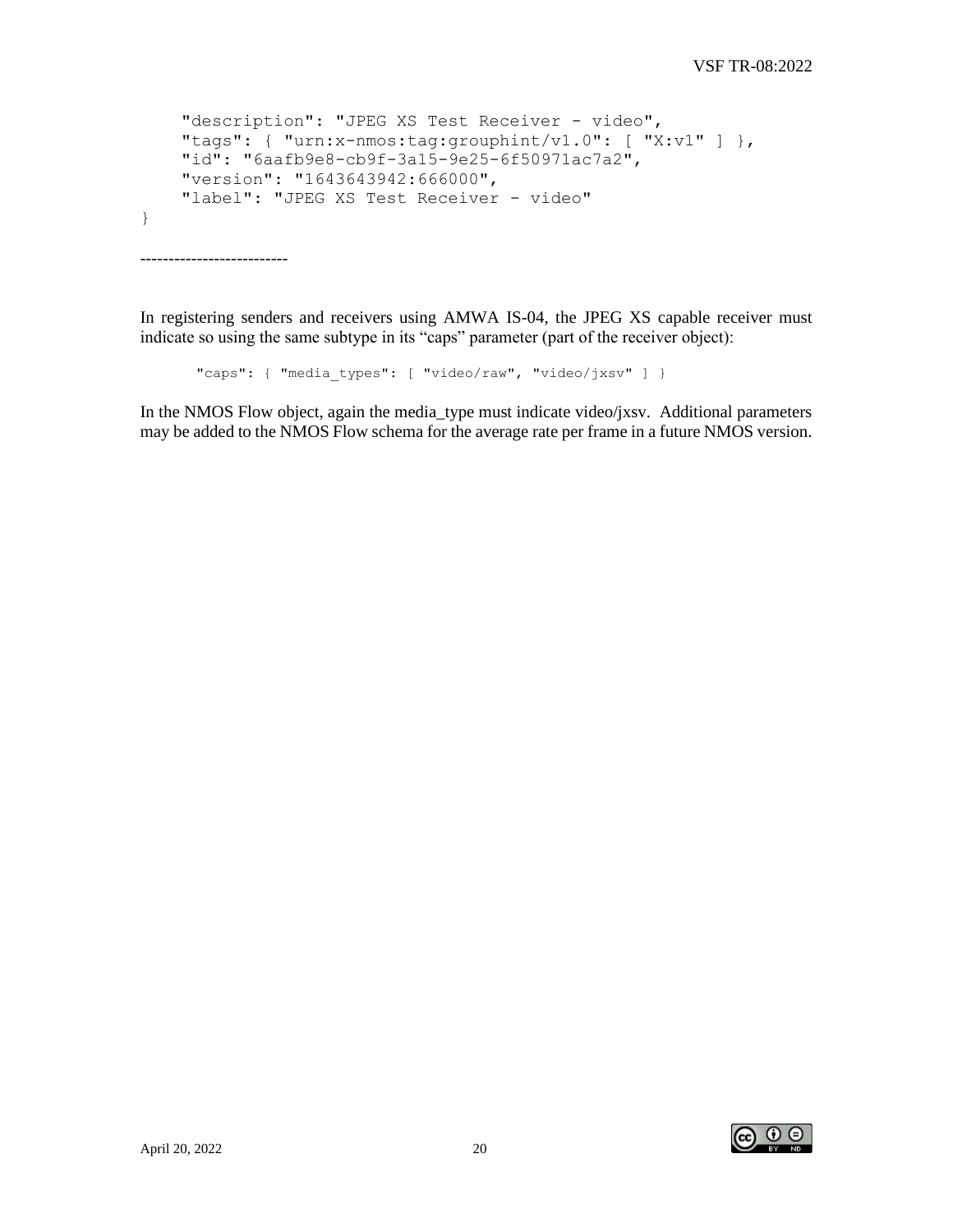```
    "description": "JPEG XS Test Receiver - video",
    "tags": { "urn:x-nmos:tag:grouphint/v1.0": [ "X:v1" ] },
    "id": "6aafb9e8-cb9f-3a15-9e25-6f50971ac7a2",
    "version": "1643643942:666000",
    "label": "JPEG XS Test Receiver - video"
}
```

-------------------------

In registering senders and receivers using AMWA IS-04, the JPEG XS capable receiver must indicate so using the same subtype in its “caps” parameter (part of the receiver object):

```
"caps": { "media_types": [ "video/raw", "video/jxsv" ] }
```

In the NMOS Flow object, again the media_type must indicate video/jxsv. Additional parameters may be added to the NMOS Flow schema for the average rate per frame in a future NMOS version.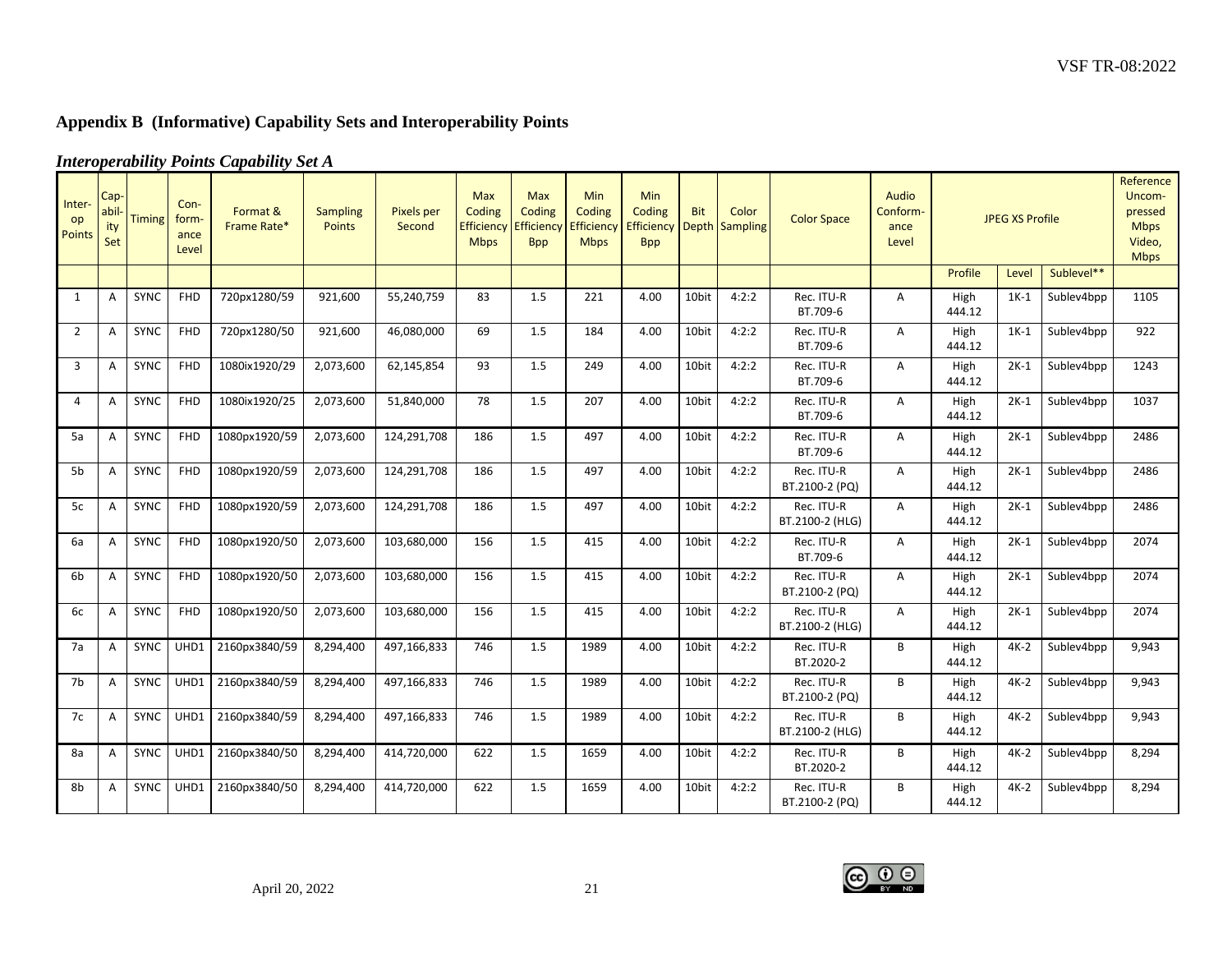## Appendix B (Informative) Capability Sets and Interoperability Points

### *Interoperability Points Capability Set A*

| Inter-op Points | Cap-abil-ity Set | Timing | Con-form-ance Level | Format & Frame Rate* | Sampling Points | Pixels per Second | Max Coding Efficiency Mbps | Max Coding Efficiency Bpp | Min Coding Efficiency Mbps | Min Coding Efficiency Bpp | Bit Depth | Color Sampling | Color Space | Audio Conform-ance Level | JPEG XS Profile | | | Reference Uncom-pressed Mbps Video, Mbps |
|---|---|---|---|---|---|---|---|---|---|---|---|---|---|---|---|---|---|---|
| | | | | | | | | | | | | | | | Profile | Level | Sublevel** | |
| 1 | A | SYNC | FHD | 720px1280/59 | 921,600 | 55,240,759 | 83 | 1.5 | 221 | 4.00 | 10bit | 4:2:2 | Rec. ITU-R BT.709-6 | A | High 444.12 | 1K-1 | Sublev4bpp | 1105 |
| 2 | A | SYNC | FHD | 720px1280/50 | 921,600 | 46,080,000 | 69 | 1.5 | 184 | 4.00 | 10bit | 4:2:2 | Rec. ITU-R BT.709-6 | A | High 444.12 | 1K-1 | Sublev4bpp | 922 |
| 3 | A | SYNC | FHD | 1080ix1920/29 | 2,073,600 | 62,145,854 | 93 | 1.5 | 249 | 4.00 | 10bit | 4:2:2 | Rec. ITU-R BT.709-6 | A | High 444.12 | 2K-1 | Sublev4bpp | 1243 |
| 4 | A | SYNC | FHD | 1080ix1920/25 | 2,073,600 | 51,840,000 | 78 | 1.5 | 207 | 4.00 | 10bit | 4:2:2 | Rec. ITU-R BT.709-6 | A | High 444.12 | 2K-1 | Sublev4bpp | 1037 |
| 5a | A | SYNC | FHD | 1080px1920/59 | 2,073,600 | 124,291,708 | 186 | 1.5 | 497 | 4.00 | 10bit | 4:2:2 | Rec. ITU-R BT.709-6 | A | High 444.12 | 2K-1 | Sublev4bpp | 2486 |
| 5b | A | SYNC | FHD | 1080px1920/59 | 2,073,600 | 124,291,708 | 186 | 1.5 | 497 | 4.00 | 10bit | 4:2:2 | Rec. ITU-R BT.2100-2 (PQ) | A | High 444.12 | 2K-1 | Sublev4bpp | 2486 |
| 5c | A | SYNC | FHD | 1080px1920/59 | 2,073,600 | 124,291,708 | 186 | 1.5 | 497 | 4.00 | 10bit | 4:2:2 | Rec. ITU-R BT.2100-2 (HLG) | A | High 444.12 | 2K-1 | Sublev4bpp | 2486 |
| 6a | A | SYNC | FHD | 1080px1920/50 | 2,073,600 | 103,680,000 | 156 | 1.5 | 415 | 4.00 | 10bit | 4:2:2 | Rec. ITU-R BT.709-6 | A | High 444.12 | 2K-1 | Sublev4bpp | 2074 |
| 6b | A | SYNC | FHD | 1080px1920/50 | 2,073,600 | 103,680,000 | 156 | 1.5 | 415 | 4.00 | 10bit | 4:2:2 | Rec. ITU-R BT.2100-2 (PQ) | A | High 444.12 | 2K-1 | Sublev4bpp | 2074 |
| 6c | A | SYNC | FHD | 1080px1920/50 | 2,073,600 | 103,680,000 | 156 | 1.5 | 415 | 4.00 | 10bit | 4:2:2 | Rec. ITU-R BT.2100-2 (HLG) | A | High 444.12 | 2K-1 | Sublev4bpp | 2074 |
| 7a | A | SYNC | UHD1 | 2160px3840/59 | 8,294,400 | 497,166,833 | 746 | 1.5 | 1989 | 4.00 | 10bit | 4:2:2 | Rec. ITU-R BT.2020-2 | B | High 444.12 | 4K-2 | Sublev4bpp | 9,943 |
| 7b | A | SYNC | UHD1 | 2160px3840/59 | 8,294,400 | 497,166,833 | 746 | 1.5 | 1989 | 4.00 | 10bit | 4:2:2 | Rec. ITU-R BT.2100-2 (PQ) | B | High 444.12 | 4K-2 | Sublev4bpp | 9,943 |
| 7c | A | SYNC | UHD1 | 2160px3840/59 | 8,294,400 | 497,166,833 | 746 | 1.5 | 1989 | 4.00 | 10bit | 4:2:2 | Rec. ITU-R BT.2100-2 (HLG) | B | High 444.12 | 4K-2 | Sublev4bpp | 9,943 |
| 8a | A | SYNC | UHD1 | 2160px3840/50 | 8,294,400 | 414,720,000 | 622 | 1.5 | 1659 | 4.00 | 10bit | 4:2:2 | Rec. ITU-R BT.2020-2 | B | High 444.12 | 4K-2 | Sublev4bpp | 8,294 |
| 8b | A | SYNC | UHD1 | 2160px3840/50 | 8,294,400 | 414,720,000 | 622 | 1.5 | 1659 | 4.00 | 10bit | 4:2:2 | Rec. ITU-R BT.2100-2 (PQ) | B | High 444.12 | 4K-2 | Sublev4bpp | 8,294 |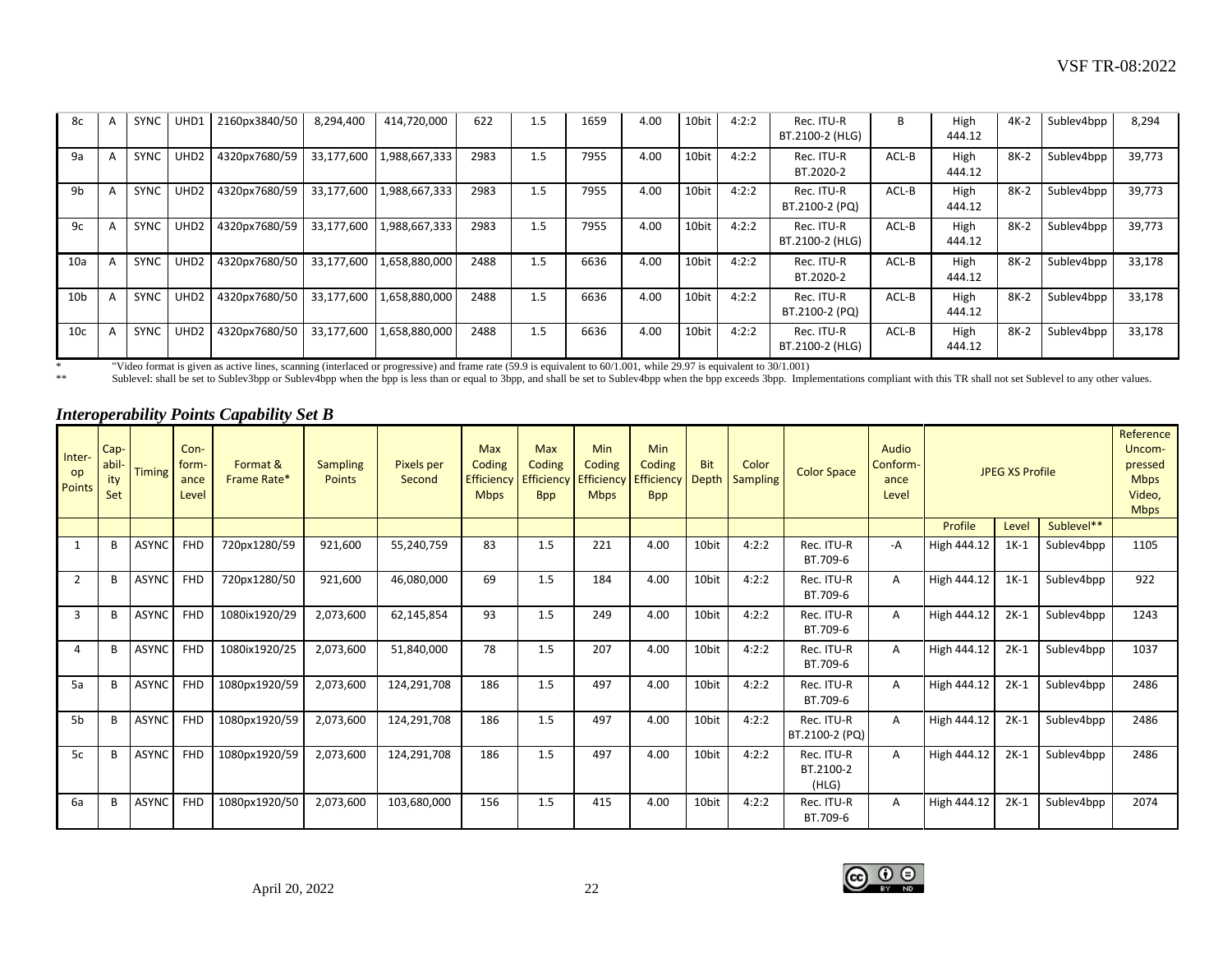| 8c | A | SYNC | UHD1 | 2160px3840/50 | 8,294,400 | 414,720,000 | 622 | 1.5 | 1659 | 4.00 | 10bit | 4:2:2 | Rec. ITU-R BT.2100-2 (HLG) | B | High 444.12 | 4K-2 | Sublev4bpp | 8,294 |
|---|---|---|---|---|---|---|---|---|---|---|---|---|---|---|---|---|---|---|
| 9a | A | SYNC | UHD2 | 4320px7680/59 | 33,177,600 | 1,988,667,333 | 2983 | 1.5 | 7955 | 4.00 | 10bit | 4:2:2 | Rec. ITU-R BT.2020-2 | ACL-B | High 444.12 | 8K-2 | Sublev4bpp | 39,773 |
| 9b | A | SYNC | UHD2 | 4320px7680/59 | 33,177,600 | 1,988,667,333 | 2983 | 1.5 | 7955 | 4.00 | 10bit | 4:2:2 | Rec. ITU-R BT.2100-2 (PQ) | ACL-B | High 444.12 | 8K-2 | Sublev4bpp | 39,773 |
| 9c | A | SYNC | UHD2 | 4320px7680/59 | 33,177,600 | 1,988,667,333 | 2983 | 1.5 | 7955 | 4.00 | 10bit | 4:2:2 | Rec. ITU-R BT.2100-2 (HLG) | ACL-B | High 444.12 | 8K-2 | Sublev4bpp | 39,773 |
| 10a | A | SYNC | UHD2 | 4320px7680/50 | 33,177,600 | 1,658,880,000 | 2488 | 1.5 | 6636 | 4.00 | 10bit | 4:2:2 | Rec. ITU-R BT.2020-2 | ACL-B | High 444.12 | 8K-2 | Sublev4bpp | 33,178 |
| 10b | A | SYNC | UHD2 | 4320px7680/50 | 33,177,600 | 1,658,880,000 | 2488 | 1.5 | 6636 | 4.00 | 10bit | 4:2:2 | Rec. ITU-R BT.2100-2 (PQ) | ACL-B | High 444.12 | 8K-2 | Sublev4bpp | 33,178 |
| 10c | A | SYNC | UHD2 | 4320px7680/50 | 33,177,600 | 1,658,880,000 | 2488 | 1.5 | 6636 | 4.00 | 10bit | 4:2:2 | Rec. ITU-R BT.2100-2 (HLG) | ACL-B | High 444.12 | 8K-2 | Sublev4bpp | 33,178 |

\* "Video format is given as active lines, scanning (interlaced or progressive) and frame rate (59.9 is equivalent to 60/1.001, while 29.97 is equivalent to 30/1.001)

\*\* Sublevel: shall be set to Sublev3bpp or Sublev4bpp when the bpp is less than or equal to 3bpp, and shall be set to Sublev4bpp when the bpp exceeds 3bpp. Implementations compliant with this TR shall not set Sublevel to any other values.

### *Interoperability Points Capability Set B*

| Inter-op Points | Cap-ability Set | Timing | Con-form-ance Level | Format & Frame Rate* | Sampling Points | Pixels per Second | Max Coding Efficiency Mbps | Max Coding Efficiency Bpp | Min Coding Efficiency Mbps | Min Coding Efficiency Bpp | Bit Depth | Color Sampling | Color Space | Audio Conform-ance Level | JPEG XS Profile | | | Reference Uncom-pressed Mbps Video, Mbps |
|---|---|---|---|---|---|---|---|---|---|---|---|---|---|---|---|---|---|---|
| | | | | | | | | | | | | | | | Profile | Level | Sublevel** | |
| 1 | B | ASYNC | FHD | 720px1280/59 | 921,600 | 55,240,759 | 83 | 1.5 | 221 | 4.00 | 10bit | 4:2:2 | Rec. ITU-R BT.709-6 | -A | High 444.12 | 1K-1 | Sublev4bpp | 1105 |
| 2 | B | ASYNC | FHD | 720px1280/50 | 921,600 | 46,080,000 | 69 | 1.5 | 184 | 4.00 | 10bit | 4:2:2 | Rec. ITU-R BT.709-6 | A | High 444.12 | 1K-1 | Sublev4bpp | 922 |
| 3 | B | ASYNC | FHD | 1080ix1920/29 | 2,073,600 | 62,145,854 | 93 | 1.5 | 249 | 4.00 | 10bit | 4:2:2 | Rec. ITU-R BT.709-6 | A | High 444.12 | 2K-1 | Sublev4bpp | 1243 |
| 4 | B | ASYNC | FHD | 1080ix1920/25 | 2,073,600 | 51,840,000 | 78 | 1.5 | 207 | 4.00 | 10bit | 4:2:2 | Rec. ITU-R BT.709-6 | A | High 444.12 | 2K-1 | Sublev4bpp | 1037 |
| 5a | B | ASYNC | FHD | 1080px1920/59 | 2,073,600 | 124,291,708 | 186 | 1.5 | 497 | 4.00 | 10bit | 4:2:2 | Rec. ITU-R BT.709-6 | A | High 444.12 | 2K-1 | Sublev4bpp | 2486 |
| 5b | B | ASYNC | FHD | 1080px1920/59 | 2,073,600 | 124,291,708 | 186 | 1.5 | 497 | 4.00 | 10bit | 4:2:2 | Rec. ITU-R BT.2100-2 (PQ) | A | High 444.12 | 2K-1 | Sublev4bpp | 2486 |
| 5c | B | ASYNC | FHD | 1080px1920/59 | 2,073,600 | 124,291,708 | 186 | 1.5 | 497 | 4.00 | 10bit | 4:2:2 | Rec. ITU-R BT.2100-2 (HLG) | A | High 444.12 | 2K-1 | Sublev4bpp | 2486 |
| 6a | B | ASYNC | FHD | 1080px1920/50 | 2,073,600 | 103,680,000 | 156 | 1.5 | 415 | 4.00 | 10bit | 4:2:2 | Rec. ITU-R BT.709-6 | A | High 444.12 | 2K-1 | Sublev4bpp | 2074 |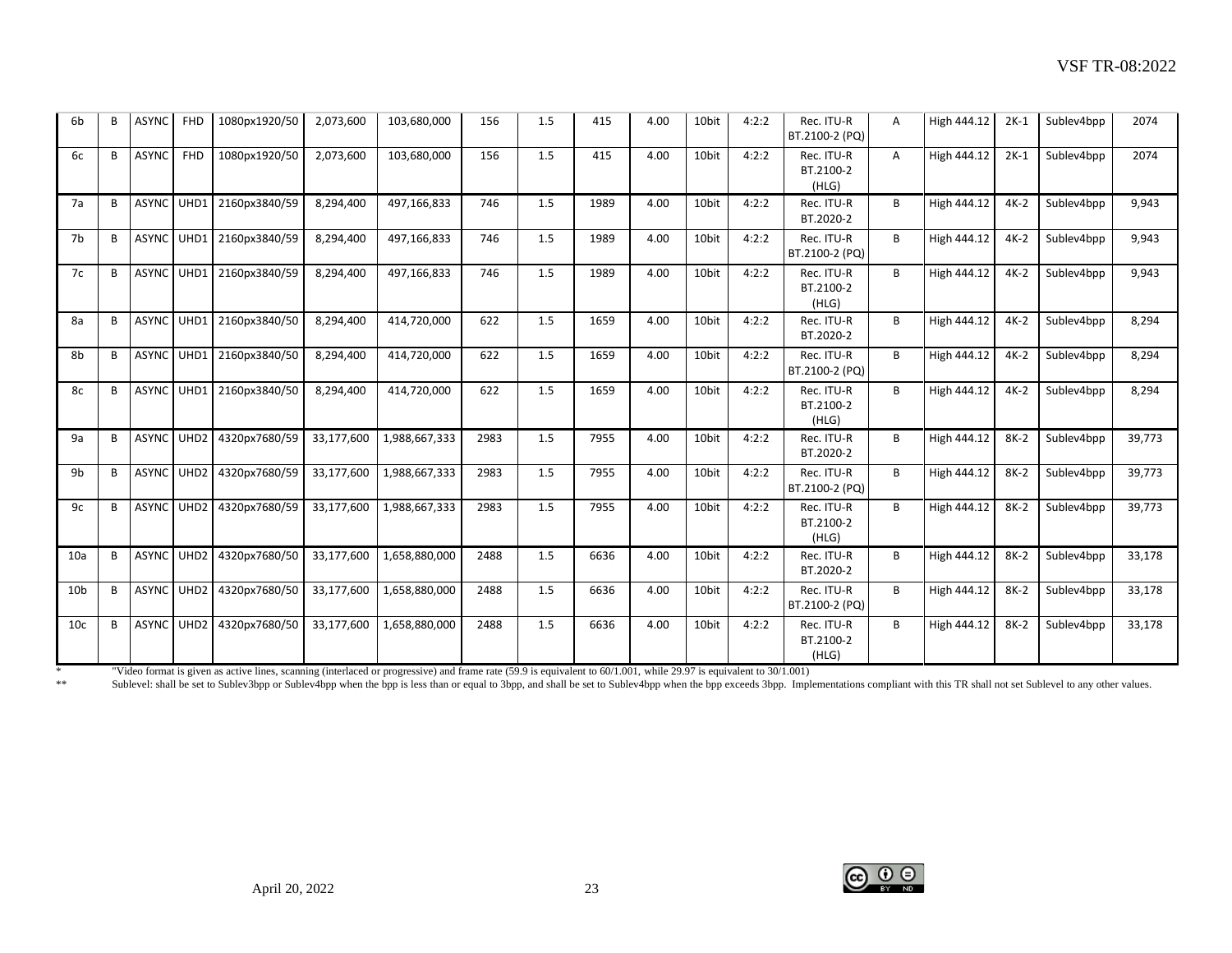| 6b | B | ASYNC | FHD | 1080px1920/50 | 2,073,600 | 103,680,000 | 156 | 1.5 | 415 | 4.00 | 10bit | 4:2:2 | Rec. ITU-R BT.2100-2 (PQ) | A | High 444.12 | 2K-1 | Sublev4bpp | 2074 |
|---|---|---|---|---|---|---|---|---|---|---|---|---|---|---|---|---|---|---|
| 6c | B | ASYNC | FHD | 1080px1920/50 | 2,073,600 | 103,680,000 | 156 | 1.5 | 415 | 4.00 | 10bit | 4:2:2 | Rec. ITU-R BT.2100-2 (HLG) | A | High 444.12 | 2K-1 | Sublev4bpp | 2074 |
| 7a | B | ASYNC | UHD1 | 2160px3840/59 | 8,294,400 | 497,166,833 | 746 | 1.5 | 1989 | 4.00 | 10bit | 4:2:2 | Rec. ITU-R BT.2020-2 | B | High 444.12 | 4K-2 | Sublev4bpp | 9,943 |
| 7b | B | ASYNC | UHD1 | 2160px3840/59 | 8,294,400 | 497,166,833 | 746 | 1.5 | 1989 | 4.00 | 10bit | 4:2:2 | Rec. ITU-R BT.2100-2 (PQ) | B | High 444.12 | 4K-2 | Sublev4bpp | 9,943 |
| 7c | B | ASYNC | UHD1 | 2160px3840/59 | 8,294,400 | 497,166,833 | 746 | 1.5 | 1989 | 4.00 | 10bit | 4:2:2 | Rec. ITU-R BT.2100-2 (HLG) | B | High 444.12 | 4K-2 | Sublev4bpp | 9,943 |
| 8a | B | ASYNC | UHD1 | 2160px3840/50 | 8,294,400 | 414,720,000 | 622 | 1.5 | 1659 | 4.00 | 10bit | 4:2:2 | Rec. ITU-R BT.2020-2 | B | High 444.12 | 4K-2 | Sublev4bpp | 8,294 |
| 8b | B | ASYNC | UHD1 | 2160px3840/50 | 8,294,400 | 414,720,000 | 622 | 1.5 | 1659 | 4.00 | 10bit | 4:2:2 | Rec. ITU-R BT.2100-2 (PQ) | B | High 444.12 | 4K-2 | Sublev4bpp | 8,294 |
| 8c | B | ASYNC | UHD1 | 2160px3840/50 | 8,294,400 | 414,720,000 | 622 | 1.5 | 1659 | 4.00 | 10bit | 4:2:2 | Rec. ITU-R BT.2100-2 (HLG) | B | High 444.12 | 4K-2 | Sublev4bpp | 8,294 |
| 9a | B | ASYNC | UHD2 | 4320px7680/59 | 33,177,600 | 1,988,667,333 | 2983 | 1.5 | 7955 | 4.00 | 10bit | 4:2:2 | Rec. ITU-R BT.2020-2 | B | High 444.12 | 8K-2 | Sublev4bpp | 39,773 |
| 9b | B | ASYNC | UHD2 | 4320px7680/59 | 33,177,600 | 1,988,667,333 | 2983 | 1.5 | 7955 | 4.00 | 10bit | 4:2:2 | Rec. ITU-R BT.2100-2 (PQ) | B | High 444.12 | 8K-2 | Sublev4bpp | 39,773 |
| 9c | B | ASYNC | UHD2 | 4320px7680/59 | 33,177,600 | 1,988,667,333 | 2983 | 1.5 | 7955 | 4.00 | 10bit | 4:2:2 | Rec. ITU-R BT.2100-2 (HLG) | B | High 444.12 | 8K-2 | Sublev4bpp | 39,773 |
| 10a | B | ASYNC | UHD2 | 4320px7680/50 | 33,177,600 | 1,658,880,000 | 2488 | 1.5 | 6636 | 4.00 | 10bit | 4:2:2 | Rec. ITU-R BT.2020-2 | B | High 444.12 | 8K-2 | Sublev4bpp | 33,178 |
| 10b | B | ASYNC | UHD2 | 4320px7680/50 | 33,177,600 | 1,658,880,000 | 2488 | 1.5 | 6636 | 4.00 | 10bit | 4:2:2 | Rec. ITU-R BT.2100-2 (PQ) | B | High 444.12 | 8K-2 | Sublev4bpp | 33,178 |
| 10c | B | ASYNC | UHD2 | 4320px7680/50 | 33,177,600 | 1,658,880,000 | 2488 | 1.5 | 6636 | 4.00 | 10bit | 4:2:2 | Rec. ITU-R BT.2100-2 (HLG) | B | High 444.12 | 8K-2 | Sublev4bpp | 33,178 |

\* "Video format is given as active lines, scanning (interlaced or progressive) and frame rate (59.9 is equivalent to 60/1.001, while 29.97 is equivalent to 30/1.001)

\** Sublevel: shall be set to Sublev3bpp or Sublev4bpp when the bpp is less than or equal to 3bpp, and shall be set to Sublev4bpp when the bpp exceeds 3bpp. Implementations compliant with this TR shall not set Sublevel to any other values.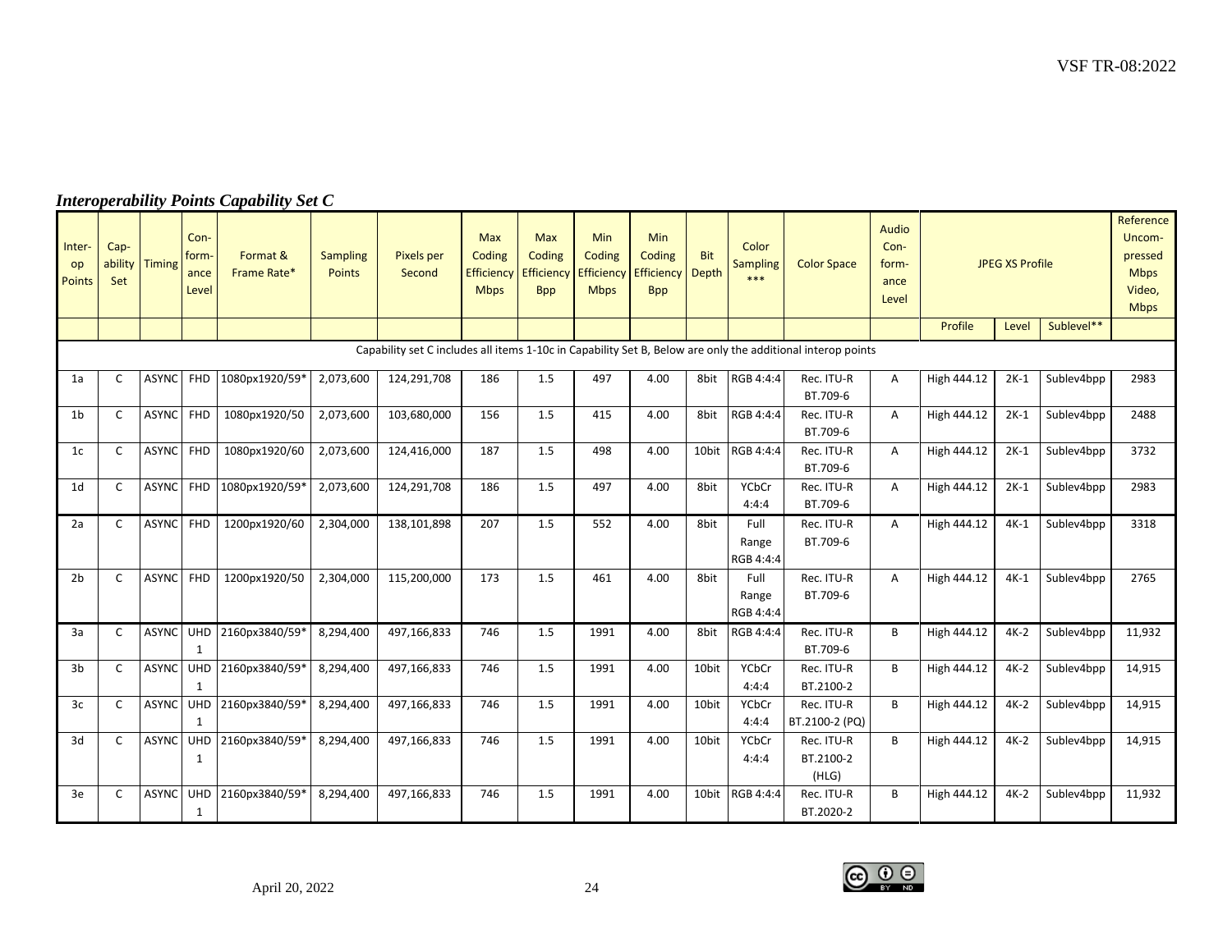### *Interoperability Points Capability Set C*

| Inter-op Points | Cap-ability Set | Timing | Con-form-ance Level | Format & Frame Rate* | Sampling Points | Pixels per Second | Max Coding Efficiency Mbps | Max Coding Efficiency Bpp | Min Coding Efficiency Mbps | Min Coding Efficiency Bpp | Bit Depth | Color Sampling *** | Color Space | Audio Con-form-ance Level | JPEG XS Profile | | | Reference Uncom-pressed Mbps Video, Mbps |
|---|---|---|---|---|---|---|---|---|---|---|---|---|---|---|---|---|---|---|
| | | | | | | | | | | | | | | | Profile | Level | Sublevel** | |
| Capability set C includes all items 1-10c in Capability Set B, Below are only the additional interop points | | | | | | | | | | | | | | | | | | |
| 1a | C | ASYNC | FHD | 1080px1920/59* | 2,073,600 | 124,291,708 | 186 | 1.5 | 497 | 4.00 | 8bit | RGB 4:4:4 | Rec. ITU-R BT.709-6 | A | High 444.12 | 2K-1 | Sublev4bpp | 2983 |
| 1b | C | ASYNC | FHD | 1080px1920/50 | 2,073,600 | 103,680,000 | 156 | 1.5 | 415 | 4.00 | 8bit | RGB 4:4:4 | Rec. ITU-R BT.709-6 | A | High 444.12 | 2K-1 | Sublev4bpp | 2488 |
| 1c | C | ASYNC | FHD | 1080px1920/60 | 2,073,600 | 124,416,000 | 187 | 1.5 | 498 | 4.00 | 10bit | RGB 4:4:4 | Rec. ITU-R BT.709-6 | A | High 444.12 | 2K-1 | Sublev4bpp | 3732 |
| 1d | C | ASYNC | FHD | 1080px1920/59* | 2,073,600 | 124,291,708 | 186 | 1.5 | 497 | 4.00 | 8bit | YCbCr 4:4:4 | Rec. ITU-R BT.709-6 | A | High 444.12 | 2K-1 | Sublev4bpp | 2983 |
| 2a | C | ASYNC | FHD | 1200px1920/60 | 2,304,000 | 138,101,898 | 207 | 1.5 | 552 | 4.00 | 8bit | Full Range RGB 4:4:4 | Rec. ITU-R BT.709-6 | A | High 444.12 | 4K-1 | Sublev4bpp | 3318 |
| 2b | C | ASYNC | FHD | 1200px1920/50 | 2,304,000 | 115,200,000 | 173 | 1.5 | 461 | 4.00 | 8bit | Full Range RGB 4:4:4 | Rec. ITU-R BT.709-6 | A | High 444.12 | 4K-1 | Sublev4bpp | 2765 |
| 3a | C | ASYNC | UHD 1 | 2160px3840/59* | 8,294,400 | 497,166,833 | 746 | 1.5 | 1991 | 4.00 | 8bit | RGB 4:4:4 | Rec. ITU-R BT.709-6 | B | High 444.12 | 4K-2 | Sublev4bpp | 11,932 |
| 3b | C | ASYNC | UHD 1 | 2160px3840/59* | 8,294,400 | 497,166,833 | 746 | 1.5 | 1991 | 4.00 | 10bit | YCbCr 4:4:4 | Rec. ITU-R BT.2100-2 | B | High 444.12 | 4K-2 | Sublev4bpp | 14,915 |
| 3c | C | ASYNC | UHD 1 | 2160px3840/59* | 8,294,400 | 497,166,833 | 746 | 1.5 | 1991 | 4.00 | 10bit | YCbCr 4:4:4 | Rec. ITU-R BT.2100-2 (PQ) | B | High 444.12 | 4K-2 | Sublev4bpp | 14,915 |
| 3d | C | ASYNC | UHD 1 | 2160px3840/59* | 8,294,400 | 497,166,833 | 746 | 1.5 | 1991 | 4.00 | 10bit | YCbCr 4:4:4 | Rec. ITU-R BT.2100-2 (HLG) | B | High 444.12 | 4K-2 | Sublev4bpp | 14,915 |
| 3e | C | ASYNC | UHD 1 | 2160px3840/59* | 8,294,400 | 497,166,833 | 746 | 1.5 | 1991 | 4.00 | 10bit | RGB 4:4:4 | Rec. ITU-R BT.2020-2 | B | High 444.12 | 4K-2 | Sublev4bpp | 11,932 |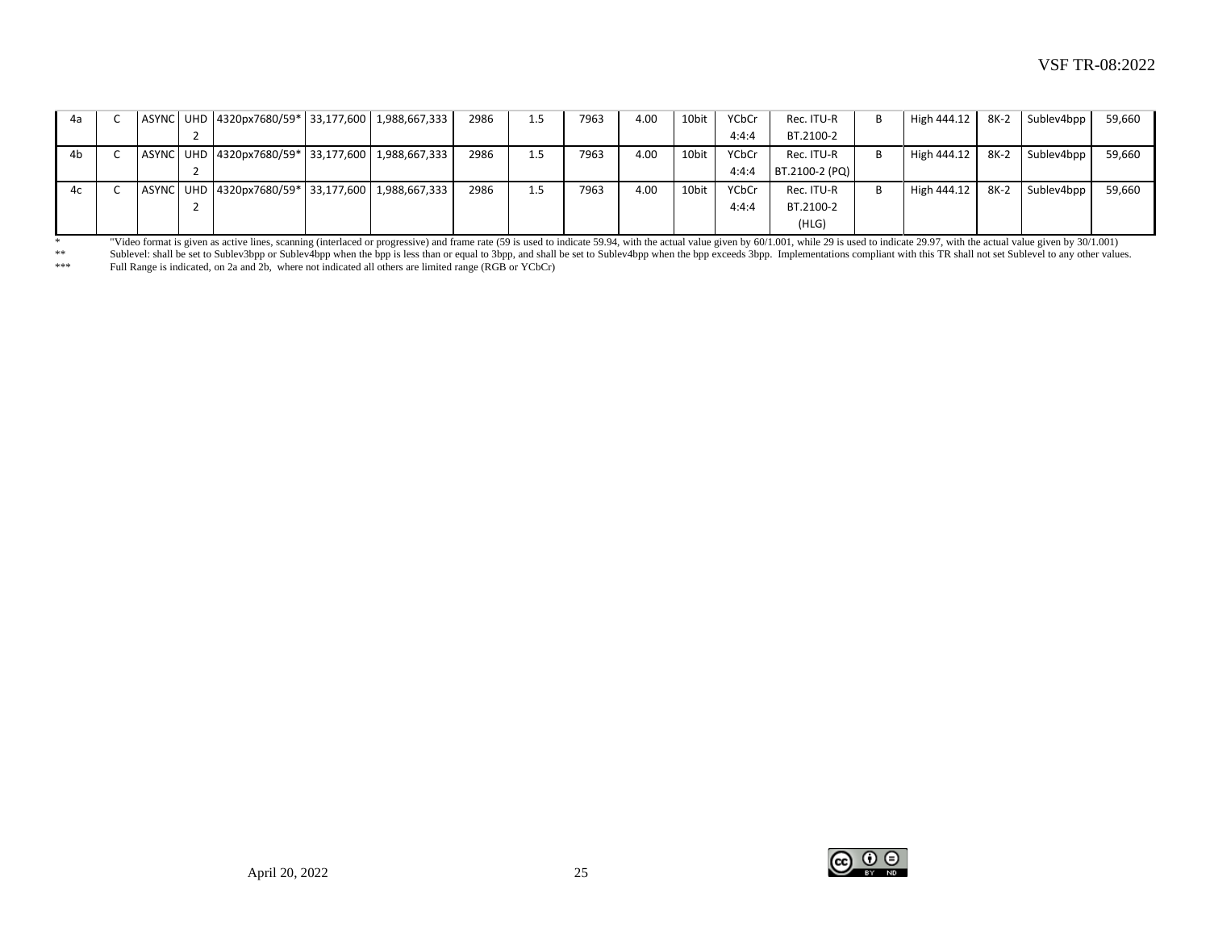| 4a | C | ASYNC | UHD 2 | 4320px7680/59* | 33,177,600 | 1,988,667,333 | 2986 | 1.5 | 7963 | 4.00 | 10bit | YCbCr 4:4:4 | Rec. ITU-R BT.2100-2 | B | High 444.12 | 8K-2 | Sublev4bpp | 59,660 |
|---|---|---|---|---|---|---|---|---|---|---|---|---|---|---|---|---|---|---|
| 4b | C | ASYNC | UHD 2 | 4320px7680/59* | 33,177,600 | 1,988,667,333 | 2986 | 1.5 | 7963 | 4.00 | 10bit | YCbCr 4:4:4 | Rec. ITU-R BT.2100-2 (PQ) | B | High 444.12 | 8K-2 | Sublev4bpp | 59,660 |
| 4c | C | ASYNC | UHD 2 | 4320px7680/59* | 33,177,600 | 1,988,667,333 | 2986 | 1.5 | 7963 | 4.00 | 10bit | YCbCr 4:4:4 | Rec. ITU-R BT.2100-2 (HLG) | B | High 444.12 | 8K-2 | Sublev4bpp | 59,660 |

\* "Video format is given as active lines, scanning (interlaced or progressive) and frame rate (59 is used to indicate 59.94, with the actual value given by 60/1.001, while 29 is used to indicate 29.97, with the actual value given by 30/1.001)

\** Sublevel: shall be set to Sublev3bpp or Sublev4bpp when the bpp is less than or equal to 3bpp, and shall be set to Sublev4bpp when the bpp exceeds 3bpp. Implementations compliant with this TR shall not set Sublevel to any other values.

\*** Full Range is indicated, on 2a and 2b, where not indicated all others are limited range (RGB or YCbCr)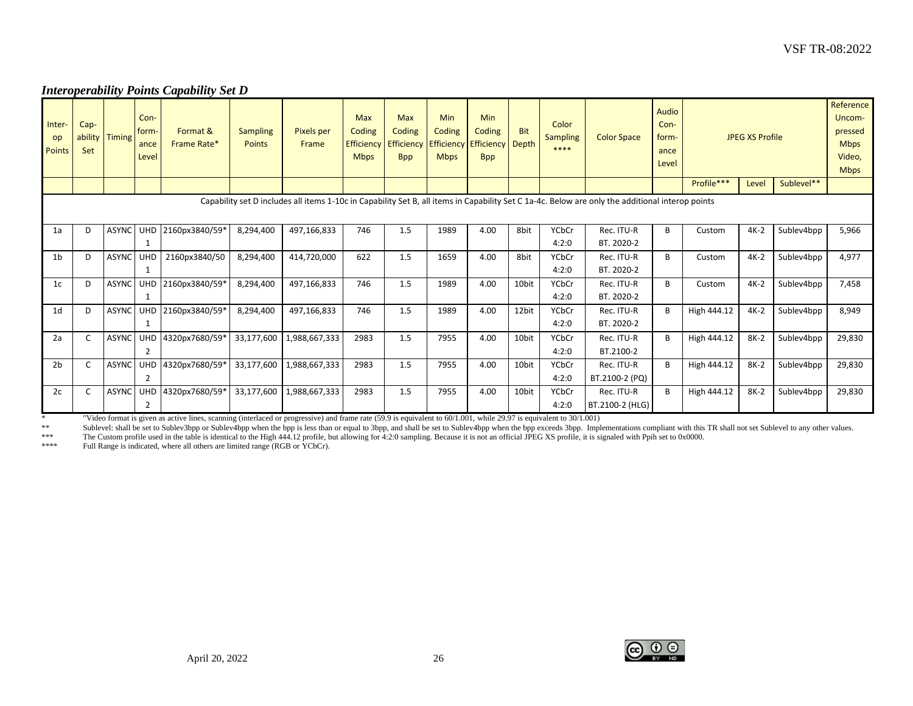### *Interoperability Points Capability Set D*

| Inter-op Points | Cap-ability Set | Timing | Con-form-ance Level | Format & Frame Rate* | Sampling Points | Pixels per Frame | Max Coding Efficiency Mbps | Max Coding Efficiency Bpp | Min Coding Efficiency Mbps | Min Coding Efficiency Bpp | Bit Depth | Color Sampling **** | Color Space | Audio Con-form-ance Level | JPEG XS Profile | | | Reference Uncom-pressed Mbps Video, Mbps |
|---|---|---|---|---|---|---|---|---|---|---|---|---|---|---|---|---|---|---|
| | | | | | | | | | | | | | | | Profile*** | Level | Sublevel** | |
| Capability set D includes all items 1-10c in Capability Set B, all items in Capability Set C 1a-4c. Below are only the additional interop points | | | | | | | | | | | | | | | | | | |
| 1a | D | ASYNC | UHD 1 | 2160px3840/59* | 8,294,400 | 497,166,833 | 746 | 1.5 | 1989 | 4.00 | 8bit | YCbCr 4:2:0 | Rec. ITU-R BT. 2020-2 | B | Custom | 4K-2 | Sublev4bpp | 5,966 |
| 1b | D | ASYNC | UHD 1 | 2160px3840/50 | 8,294,400 | 414,720,000 | 622 | 1.5 | 1659 | 4.00 | 8bit | YCbCr 4:2:0 | Rec. ITU-R BT. 2020-2 | B | Custom | 4K-2 | Sublev4bpp | 4,977 |
| 1c | D | ASYNC | UHD 1 | 2160px3840/59* | 8,294,400 | 497,166,833 | 746 | 1.5 | 1989 | 4.00 | 10bit | YCbCr 4:2:0 | Rec. ITU-R BT. 2020-2 | B | Custom | 4K-2 | Sublev4bpp | 7,458 |
| 1d | D | ASYNC | UHD 1 | 2160px3840/59* | 8,294,400 | 497,166,833 | 746 | 1.5 | 1989 | 4.00 | 12bit | YCbCr 4:2:0 | Rec. ITU-R BT. 2020-2 | B | High 444.12 | 4K-2 | Sublev4bpp | 8,949 |
| 2a | C | ASYNC | UHD 2 | 4320px7680/59* | 33,177,600 | 1,988,667,333 | 2983 | 1.5 | 7955 | 4.00 | 10bit | YCbCr 4:2:0 | Rec. ITU-R BT.2100-2 | B | High 444.12 | 8K-2 | Sublev4bpp | 29,830 |
| 2b | C | ASYNC | UHD 2 | 4320px7680/59* | 33,177,600 | 1,988,667,333 | 2983 | 1.5 | 7955 | 4.00 | 10bit | YCbCr 4:2:0 | Rec. ITU-R BT.2100-2 (PQ) | B | High 444.12 | 8K-2 | Sublev4bpp | 29,830 |
| 2c | C | ASYNC | UHD 2 | 4320px7680/59* | 33,177,600 | 1,988,667,333 | 2983 | 1.5 | 7955 | 4.00 | 10bit | YCbCr 4:2:0 | Rec. ITU-R BT.2100-2 (HLG) | B | High 444.12 | 8K-2 | Sublev4bpp | 29,830 |

\* "Video format is given as active lines, scanning (interlaced or progressive) and frame rate (59.9 is equivalent to 60/1.001, while 29.97 is equivalent to 30/1.001)

** Sublevel: shall be set to Sublev3bpp or Sublev4bpp when the bpp is less than or equal to 3bpp, and shall be set to Sublev4bpp when the bpp exceeds 3bpp. Implementations compliant with this TR shall not set Sublevel to any other values.

*** The Custom profile used in the table is identical to the High 444.12 profile, but allowing for 4:2:0 sampling. Because it is not an official JPEG XS profile, it is signaled with Ppih set to 0x0000.

**** Full Range is indicated, where all others are limited range (RGB or YCbCr).